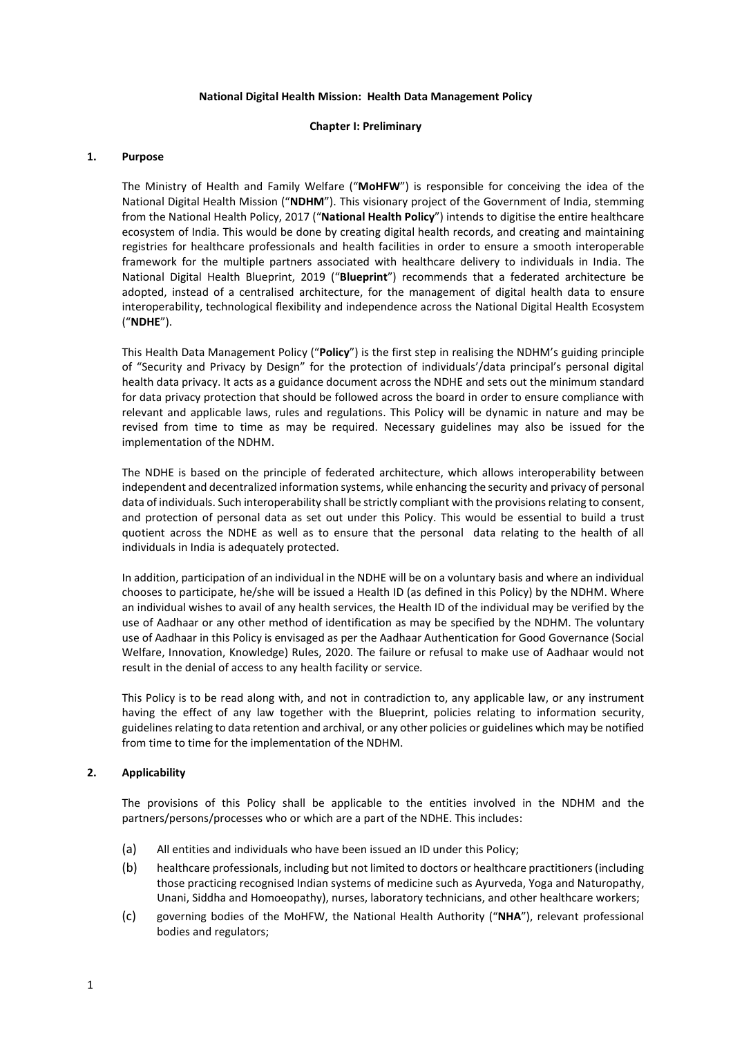# National Digital Health Mission: Health Data Management Policy

## Chapter I: Preliminary

### 1. Purpose

The Ministry of Health and Family Welfare ("**MoHFW**") is responsible for conceiving the idea of the National Digital Health Mission ("**NDHM**"). This visionary project of the Government of India, stemming from the National Health Policy, 2017 ("**National Health Policy**") intends to digitise the entire healthcare ecosystem of India. This would be done by creating digital health records, and creating and maintaining registries for healthcare professionals and health facilities in order to ensure a smooth interoperable framework for the multiple partners associated with healthcare delivery to individuals in India. The National Digital Health Blueprint, 2019 ("**Blueprint**") recommends that a federated architecture be adopted, instead of a centralised architecture, for the management of digital health data to ensure interoperability, technological flexibility and independence across the National Digital Health Ecosystem ("**NDHE**").

This Health Data Management Policy ("**Policy**") is the first step in realising the NDHM's guiding principle of "Security and Privacy by Design" for the protection of individuals'/data principal's personal digital health data privacy. It acts as a guidance document across the NDHE and sets out the minimum standard for data privacy protection that should be followed across the board in order to ensure compliance with relevant and applicable laws, rules and regulations. This Policy will be dynamic in nature and may be revised from time to time as may be required. Necessary guidelines may also be issued for the implementation of the NDHM.

The NDHE is based on the principle of federated architecture, which allows interoperability between independent and decentralized information systems, while enhancing the security and privacy of personal data of individuals. Such interoperability shall be strictly compliant with the provisions relating to consent, and protection of personal data as set out under this Policy. This would be essential to build a trust quotient across the NDHE as well as to ensure that the personal data relating to the health of all individuals in India is adequately protected.

In addition, participation of an individual in the NDHE will be on a voluntary basis and where an individual chooses to participate, he/she will be issued a Health ID (as defined in this Policy) by the NDHM. Where an individual wishes to avail of any health services, the Health ID of the individual may be verified by the use of Aadhaar or any other method of identification as may be specified by the NDHM. The voluntary use of Aadhaar in this Policy is envisaged as per the Aadhaar Authentication for Good Governance (Social Welfare, Innovation, Knowledge) Rules, 2020. The failure or refusal to make use of Aadhaar would not result in the denial of access to any health facility or service.

This Policy is to be read along with, and not in contradiction to, any applicable law, or any instrument having the effect of any law together with the Blueprint, policies relating to information security, guidelines relating to data retention and archival, or any other policies or guidelines which may be notified from time to time for the implementation of the NDHM.

### 2. Applicability

The provisions of this Policy shall be applicable to the entities involved in the NDHM and the partners/persons/processes who or which are a part of the NDHE. This includes:

(a) All entities and individuals who have been issued an ID under this Policy;

(b) healthcare professionals, including but not limited to doctors or healthcare practitioners (including those practicing recognised Indian systems of medicine such as Ayurveda, Yoga and Naturopathy, Unani, Siddha and Homoeopathy), nurses, laboratory technicians, and other healthcare workers;

(c) governing bodies of the MoHFW, the National Health Authority ("**NHA**"), relevant professional bodies and regulators;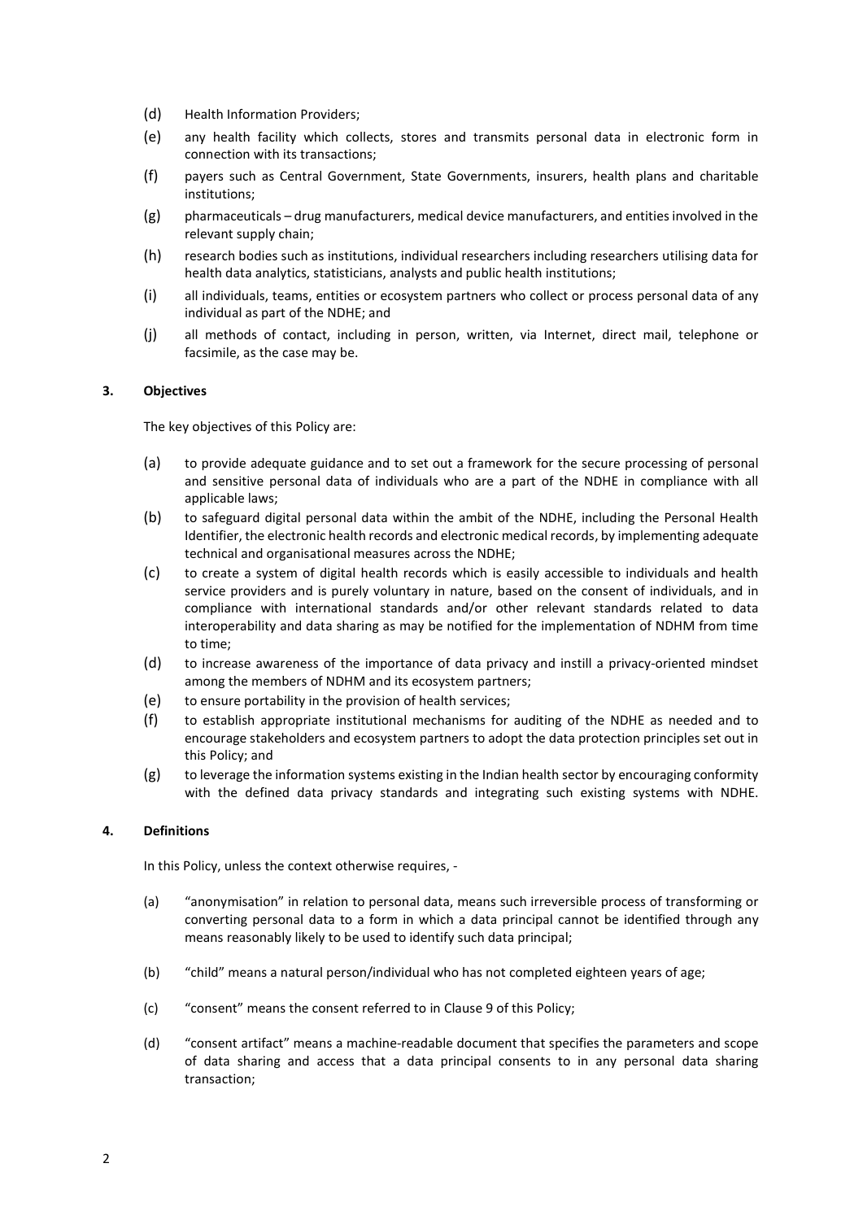(d) Health Information Providers;

(e) any health facility which collects, stores and transmits personal data in electronic form in connection with its transactions;

(f) payers such as Central Government, State Governments, insurers, health plans and charitable institutions;

(g) pharmaceuticals – drug manufacturers, medical device manufacturers, and entities involved in the relevant supply chain;

(h) research bodies such as institutions, individual researchers including researchers utilising data for health data analytics, statisticians, analysts and public health institutions;

(i) all individuals, teams, entities or ecosystem partners who collect or process personal data of any individual as part of the NDHE; and

(j) all methods of contact, including in person, written, via Internet, direct mail, telephone or facsimile, as the case may be.

**3. Objectives**

The key objectives of this Policy are:

(a) to provide adequate guidance and to set out a framework for the secure processing of personal and sensitive personal data of individuals who are a part of the NDHE in compliance with all applicable laws;

(b) to safeguard digital personal data within the ambit of the NDHE, including the Personal Health Identifier, the electronic health records and electronic medical records, by implementing adequate technical and organisational measures across the NDHE;

(c) to create a system of digital health records which is easily accessible to individuals and health service providers and is purely voluntary in nature, based on the consent of individuals, and in compliance with international standards and/or other relevant standards related to data interoperability and data sharing as may be notified for the implementation of NDHM from time to time;

(d) to increase awareness of the importance of data privacy and instill a privacy-oriented mindset among the members of NDHM and its ecosystem partners;

(e) to ensure portability in the provision of health services;

(f) to establish appropriate institutional mechanisms for auditing of the NDHE as needed and to encourage stakeholders and ecosystem partners to adopt the data protection principles set out in this Policy; and

(g) to leverage the information systems existing in the Indian health sector by encouraging conformity with the defined data privacy standards and integrating such existing systems with NDHE.

**4. Definitions**

In this Policy, unless the context otherwise requires, -

(a) "anonymisation" in relation to personal data, means such irreversible process of transforming or converting personal data to a form in which a data principal cannot be identified through any means reasonably likely to be used to identify such data principal;

(b) "child" means a natural person/individual who has not completed eighteen years of age;

(c) "consent" means the consent referred to in Clause 9 of this Policy;

(d) "consent artifact" means a machine-readable document that specifies the parameters and scope of data sharing and access that a data principal consents to in any personal data sharing transaction;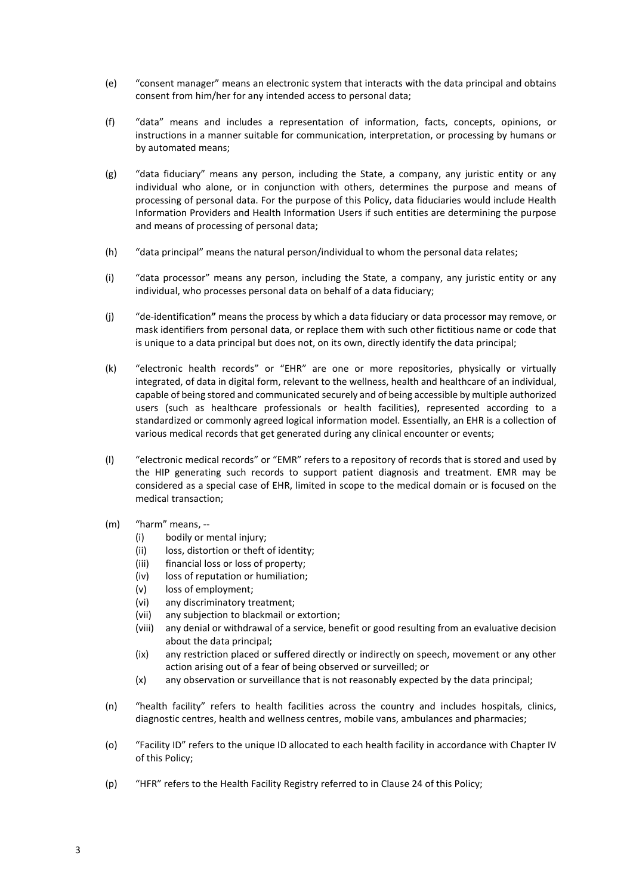(e) "consent manager" means an electronic system that interacts with the data principal and obtains consent from him/her for any intended access to personal data;

(f) "data" means and includes a representation of information, facts, concepts, opinions, or instructions in a manner suitable for communication, interpretation, or processing by humans or by automated means;

(g) "data fiduciary" means any person, including the State, a company, any juristic entity or any individual who alone, or in conjunction with others, determines the purpose and means of processing of personal data. For the purpose of this Policy, data fiduciaries would include Health Information Providers and Health Information Users if such entities are determining the purpose and means of processing of personal data;

(h) "data principal" means the natural person/individual to whom the personal data relates;

(i) "data processor" means any person, including the State, a company, any juristic entity or any individual, who processes personal data on behalf of a data fiduciary;

(j) "de-identification**"** means the process by which a data fiduciary or data processor may remove, or mask identifiers from personal data, or replace them with such other fictitious name or code that is unique to a data principal but does not, on its own, directly identify the data principal;

(k) "electronic health records" or "EHR" are one or more repositories, physically or virtually integrated, of data in digital form, relevant to the wellness, health and healthcare of an individual, capable of being stored and communicated securely and of being accessible by multiple authorized users (such as healthcare professionals or health facilities), represented according to a standardized or commonly agreed logical information model. Essentially, an EHR is a collection of various medical records that get generated during any clinical encounter or events;

(l) "electronic medical records" or "EMR" refers to a repository of records that is stored and used by the HIP generating such records to support patient diagnosis and treatment. EMR may be considered as a special case of EHR, limited in scope to the medical domain or is focused on the medical transaction;

(m) "harm" means, --
   - (i) bodily or mental injury;
   - (ii) loss, distortion or theft of identity;
   - (iii) financial loss or loss of property;
   - (iv) loss of reputation or humiliation;
   - (v) loss of employment;
   - (vi) any discriminatory treatment;
   - (vii) any subjection to blackmail or extortion;
   - (viii) any denial or withdrawal of a service, benefit or good resulting from an evaluative decision about the data principal;
   - (ix) any restriction placed or suffered directly or indirectly on speech, movement or any other action arising out of a fear of being observed or surveilled; or
   - (x) any observation or surveillance that is not reasonably expected by the data principal;

(n) "health facility" refers to health facilities across the country and includes hospitals, clinics, diagnostic centres, health and wellness centres, mobile vans, ambulances and pharmacies;

(o) "Facility ID" refers to the unique ID allocated to each health facility in accordance with Chapter IV of this Policy;

(p) "HFR" refers to the Health Facility Registry referred to in Clause 24 of this Policy;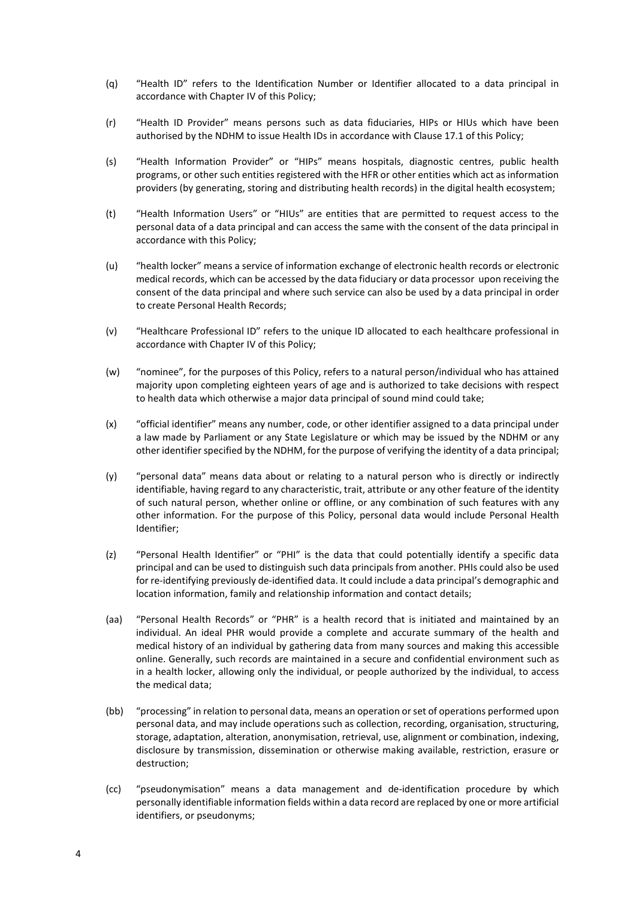(q) "Health ID" refers to the Identification Number or Identifier allocated to a data principal in accordance with Chapter IV of this Policy;

(r) "Health ID Provider" means persons such as data fiduciaries, HIPs or HIUs which have been authorised by the NDHM to issue Health IDs in accordance with Clause 17.1 of this Policy;

(s) "Health Information Provider" or "HIPs" means hospitals, diagnostic centres, public health programs, or other such entities registered with the HFR or other entities which act as information providers (by generating, storing and distributing health records) in the digital health ecosystem;

(t) "Health Information Users" or "HIUs" are entities that are permitted to request access to the personal data of a data principal and can access the same with the consent of the data principal in accordance with this Policy;

(u) "health locker" means a service of information exchange of electronic health records or electronic medical records, which can be accessed by the data fiduciary or data processor upon receiving the consent of the data principal and where such service can also be used by a data principal in order to create Personal Health Records;

(v) "Healthcare Professional ID" refers to the unique ID allocated to each healthcare professional in accordance with Chapter IV of this Policy;

(w) "nominee", for the purposes of this Policy, refers to a natural person/individual who has attained majority upon completing eighteen years of age and is authorized to take decisions with respect to health data which otherwise a major data principal of sound mind could take;

(x) "official identifier" means any number, code, or other identifier assigned to a data principal under a law made by Parliament or any State Legislature or which may be issued by the NDHM or any other identifier specified by the NDHM, for the purpose of verifying the identity of a data principal;

(y) "personal data" means data about or relating to a natural person who is directly or indirectly identifiable, having regard to any characteristic, trait, attribute or any other feature of the identity of such natural person, whether online or offline, or any combination of such features with any other information. For the purpose of this Policy, personal data would include Personal Health Identifier;

(z) "Personal Health Identifier" or "PHI" is the data that could potentially identify a specific data principal and can be used to distinguish such data principals from another. PHIs could also be used for re-identifying previously de-identified data. It could include a data principal's demographic and location information, family and relationship information and contact details;

(aa) "Personal Health Records" or "PHR" is a health record that is initiated and maintained by an individual. An ideal PHR would provide a complete and accurate summary of the health and medical history of an individual by gathering data from many sources and making this accessible online. Generally, such records are maintained in a secure and confidential environment such as in a health locker, allowing only the individual, or people authorized by the individual, to access the medical data;

(bb) "processing" in relation to personal data, means an operation or set of operations performed upon personal data, and may include operations such as collection, recording, organisation, structuring, storage, adaptation, alteration, anonymisation, retrieval, use, alignment or combination, indexing, disclosure by transmission, dissemination or otherwise making available, restriction, erasure or destruction;

(cc) "pseudonymisation" means a data management and de-identification procedure by which personally identifiable information fields within a data record are replaced by one or more artificial identifiers, or pseudonyms;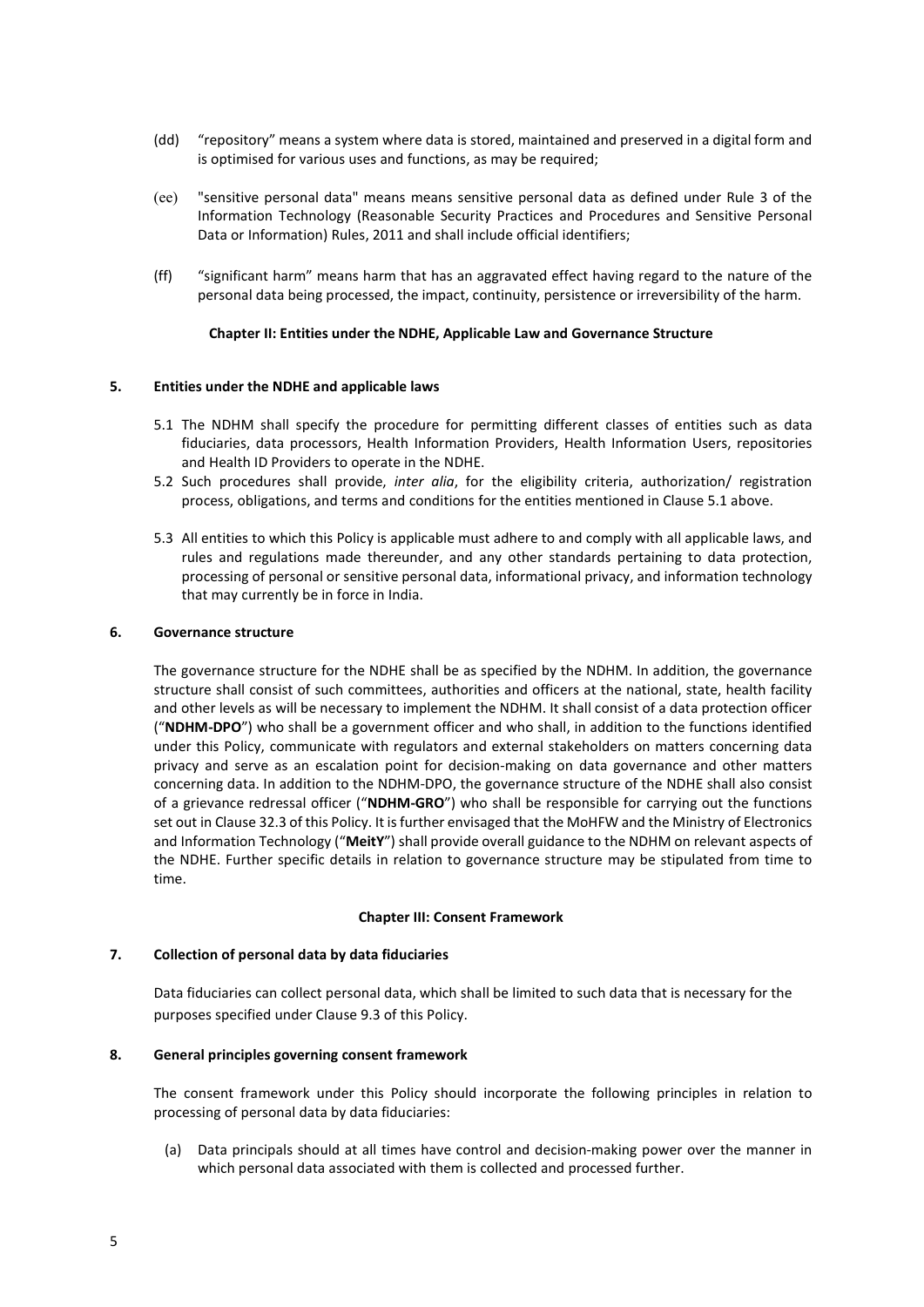(dd) "repository" means a system where data is stored, maintained and preserved in a digital form and is optimised for various uses and functions, as may be required;

(ee) "sensitive personal data" means means sensitive personal data as defined under Rule 3 of the Information Technology (Reasonable Security Practices and Procedures and Sensitive Personal Data or Information) Rules, 2011 and shall include official identifiers;

(ff) "significant harm" means harm that has an aggravated effect having regard to the nature of the personal data being processed, the impact, continuity, persistence or irreversibility of the harm.

## Chapter II: Entities under the NDHE, Applicable Law and Governance Structure

### 5. Entities under the NDHE and applicable laws

5.1 The NDHM shall specify the procedure for permitting different classes of entities such as data fiduciaries, data processors, Health Information Providers, Health Information Users, repositories and Health ID Providers to operate in the NDHE.

5.2 Such procedures shall provide, *inter alia*, for the eligibility criteria, authorization/ registration process, obligations, and terms and conditions for the entities mentioned in Clause 5.1 above.

5.3 All entities to which this Policy is applicable must adhere to and comply with all applicable laws, and rules and regulations made thereunder, and any other standards pertaining to data protection, processing of personal or sensitive personal data, informational privacy, and information technology that may currently be in force in India.

### 6. Governance structure

The governance structure for the NDHE shall be as specified by the NDHM. In addition, the governance structure shall consist of such committees, authorities and officers at the national, state, health facility and other levels as will be necessary to implement the NDHM. It shall consist of a data protection officer ("**NDHM-DPO**") who shall be a government officer and who shall, in addition to the functions identified under this Policy, communicate with regulators and external stakeholders on matters concerning data privacy and serve as an escalation point for decision-making on data governance and other matters concerning data. In addition to the NDHM-DPO, the governance structure of the NDHE shall also consist of a grievance redressal officer ("**NDHM-GRO**") who shall be responsible for carrying out the functions set out in Clause 32.3 of this Policy. It is further envisaged that the MoHFW and the Ministry of Electronics and Information Technology ("**MeitY**") shall provide overall guidance to the NDHM on relevant aspects of the NDHE. Further specific details in relation to governance structure may be stipulated from time to time.

## Chapter III: Consent Framework

### 7. Collection of personal data by data fiduciaries

Data fiduciaries can collect personal data, which shall be limited to such data that is necessary for the purposes specified under Clause 9.3 of this Policy.

### 8. General principles governing consent framework

The consent framework under this Policy should incorporate the following principles in relation to processing of personal data by data fiduciaries:

(a) Data principals should at all times have control and decision-making power over the manner in which personal data associated with them is collected and processed further.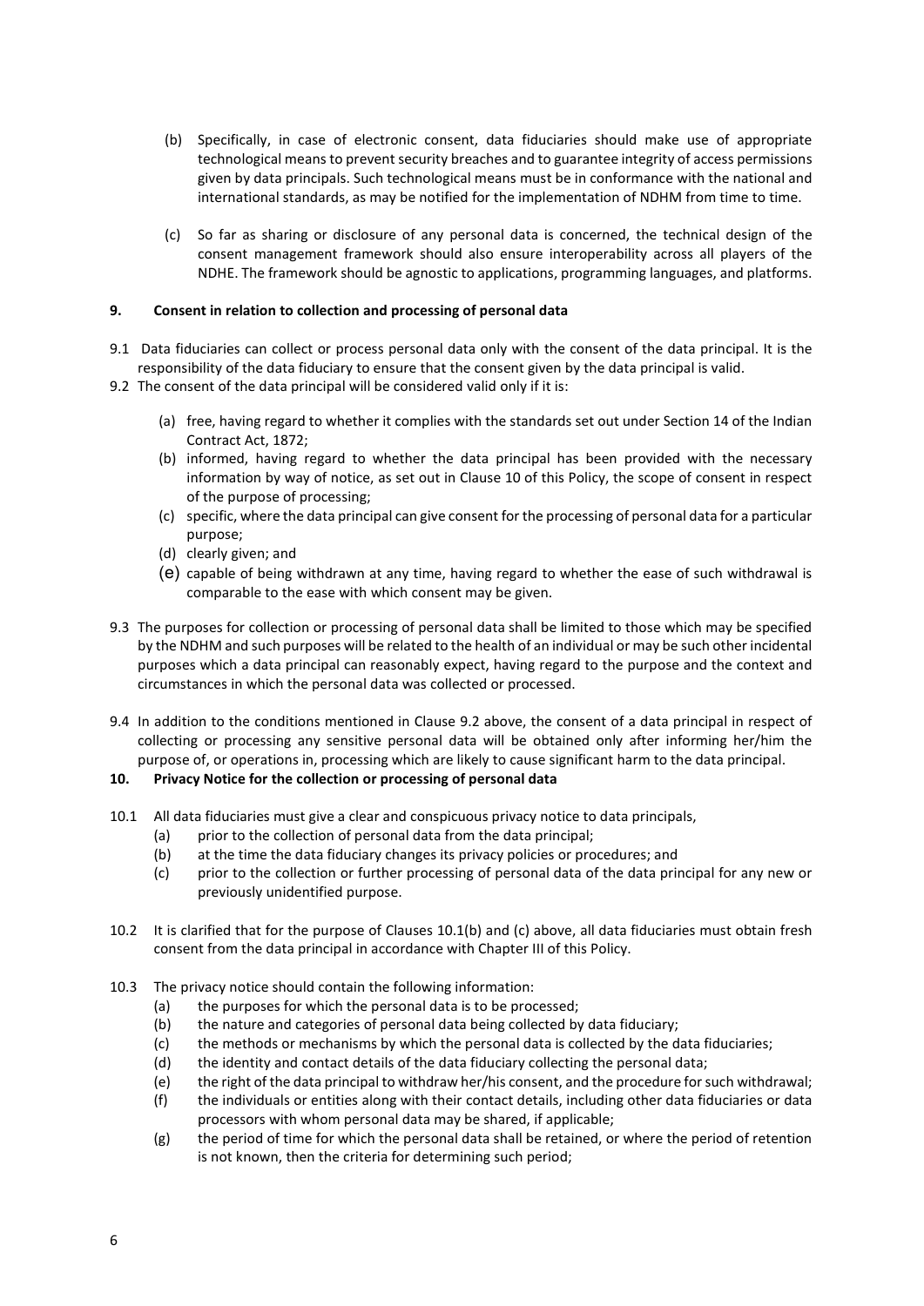(b) Specifically, in case of electronic consent, data fiduciaries should make use of appropriate technological means to prevent security breaches and to guarantee integrity of access permissions given by data principals. Such technological means must be in conformance with the national and international standards, as may be notified for the implementation of NDHM from time to time.

(c) So far as sharing or disclosure of any personal data is concerned, the technical design of the consent management framework should also ensure interoperability across all players of the NDHE. The framework should be agnostic to applications, programming languages, and platforms.

### 9. Consent in relation to collection and processing of personal data

9.1 Data fiduciaries can collect or process personal data only with the consent of the data principal. It is the responsibility of the data fiduciary to ensure that the consent given by the data principal is valid.

9.2 The consent of the data principal will be considered valid only if it is:

(a) free, having regard to whether it complies with the standards set out under Section 14 of the Indian Contract Act, 1872;

(b) informed, having regard to whether the data principal has been provided with the necessary information by way of notice, as set out in Clause 10 of this Policy, the scope of consent in respect of the purpose of processing;

(c) specific, where the data principal can give consent for the processing of personal data for a particular purpose;

(d) clearly given; and

(e) capable of being withdrawn at any time, having regard to whether the ease of such withdrawal is comparable to the ease with which consent may be given.

9.3 The purposes for collection or processing of personal data shall be limited to those which may be specified by the NDHM and such purposes will be related to the health of an individual or may be such other incidental purposes which a data principal can reasonably expect, having regard to the purpose and the context and circumstances in which the personal data was collected or processed.

9.4 In addition to the conditions mentioned in Clause 9.2 above, the consent of a data principal in respect of collecting or processing any sensitive personal data will be obtained only after informing her/him the purpose of, or operations in, processing which are likely to cause significant harm to the data principal.

### 10. Privacy Notice for the collection or processing of personal data

10.1 All data fiduciaries must give a clear and conspicuous privacy notice to data principals,

(a) prior to the collection of personal data from the data principal;

(b) at the time the data fiduciary changes its privacy policies or procedures; and

(c) prior to the collection or further processing of personal data of the data principal for any new or previously unidentified purpose.

10.2 It is clarified that for the purpose of Clauses 10.1(b) and (c) above, all data fiduciaries must obtain fresh consent from the data principal in accordance with Chapter III of this Policy.

10.3 The privacy notice should contain the following information:

(a) the purposes for which the personal data is to be processed;

(b) the nature and categories of personal data being collected by data fiduciary;

(c) the methods or mechanisms by which the personal data is collected by the data fiduciaries;

(d) the identity and contact details of the data fiduciary collecting the personal data;

(e) the right of the data principal to withdraw her/his consent, and the procedure for such withdrawal;

(f) the individuals or entities along with their contact details, including other data fiduciaries or data processors with whom personal data may be shared, if applicable;

(g) the period of time for which the personal data shall be retained, or where the period of retention is not known, then the criteria for determining such period;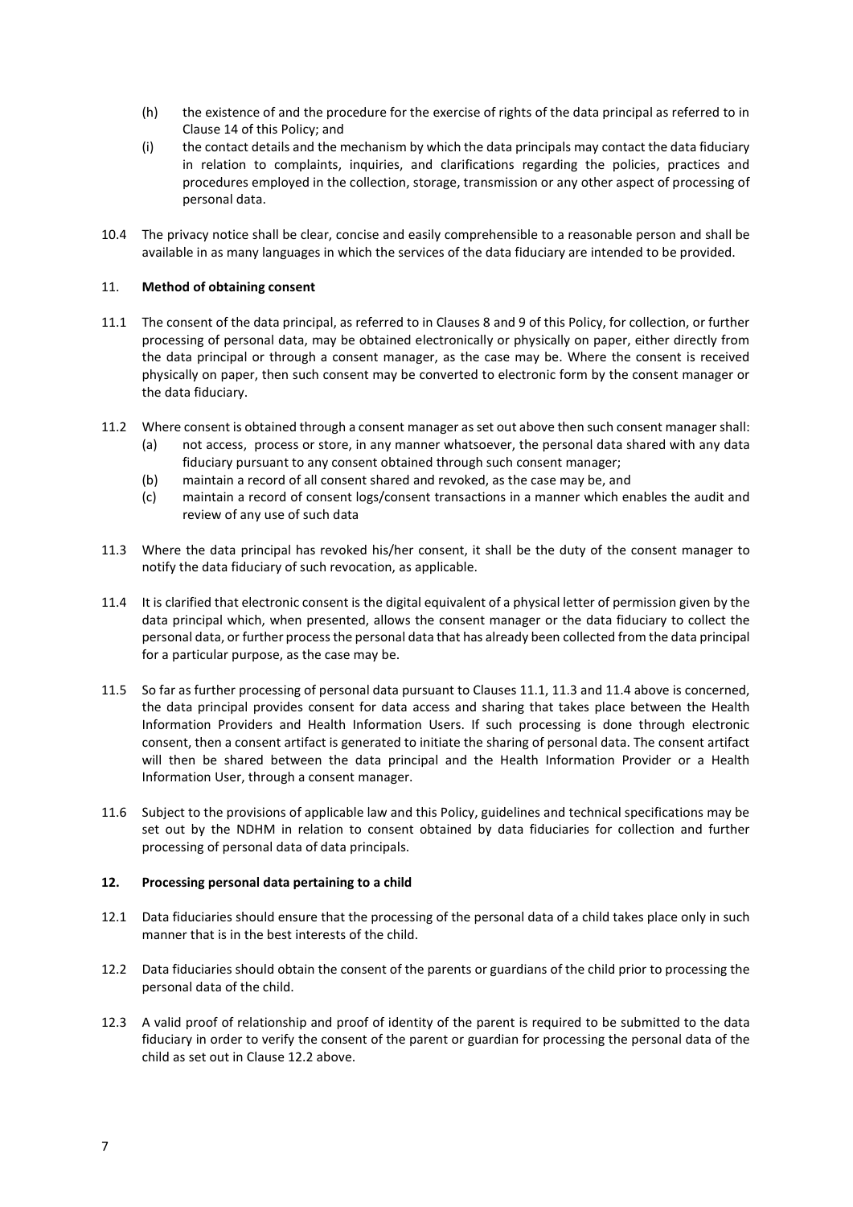(h) the existence of and the procedure for the exercise of rights of the data principal as referred to in Clause 14 of this Policy; and

(i) the contact details and the mechanism by which the data principals may contact the data fiduciary in relation to complaints, inquiries, and clarifications regarding the policies, practices and procedures employed in the collection, storage, transmission or any other aspect of processing of personal data.

10.4 The privacy notice shall be clear, concise and easily comprehensible to a reasonable person and shall be available in as many languages in which the services of the data fiduciary are intended to be provided.

## 11. Method of obtaining consent

11.1 The consent of the data principal, as referred to in Clauses 8 and 9 of this Policy, for collection, or further processing of personal data, may be obtained electronically or physically on paper, either directly from the data principal or through a consent manager, as the case may be. Where the consent is received physically on paper, then such consent may be converted to electronic form by the consent manager or the data fiduciary.

11.2 Where consent is obtained through a consent manager as set out above then such consent manager shall:

(a) not access, process or store, in any manner whatsoever, the personal data shared with any data fiduciary pursuant to any consent obtained through such consent manager;

(b) maintain a record of all consent shared and revoked, as the case may be, and

(c) maintain a record of consent logs/consent transactions in a manner which enables the audit and review of any use of such data

11.3 Where the data principal has revoked his/her consent, it shall be the duty of the consent manager to notify the data fiduciary of such revocation, as applicable.

11.4 It is clarified that electronic consent is the digital equivalent of a physical letter of permission given by the data principal which, when presented, allows the consent manager or the data fiduciary to collect the personal data, or further process the personal data that has already been collected from the data principal for a particular purpose, as the case may be.

11.5 So far as further processing of personal data pursuant to Clauses 11.1, 11.3 and 11.4 above is concerned, the data principal provides consent for data access and sharing that takes place between the Health Information Providers and Health Information Users. If such processing is done through electronic consent, then a consent artifact is generated to initiate the sharing of personal data. The consent artifact will then be shared between the data principal and the Health Information Provider or a Health Information User, through a consent manager.

11.6 Subject to the provisions of applicable law and this Policy, guidelines and technical specifications may be set out by the NDHM in relation to consent obtained by data fiduciaries for collection and further processing of personal data of data principals.

## 12. Processing personal data pertaining to a child

12.1 Data fiduciaries should ensure that the processing of the personal data of a child takes place only in such manner that is in the best interests of the child.

12.2 Data fiduciaries should obtain the consent of the parents or guardians of the child prior to processing the personal data of the child.

12.3 A valid proof of relationship and proof of identity of the parent is required to be submitted to the data fiduciary in order to verify the consent of the parent or guardian for processing the personal data of the child as set out in Clause 12.2 above.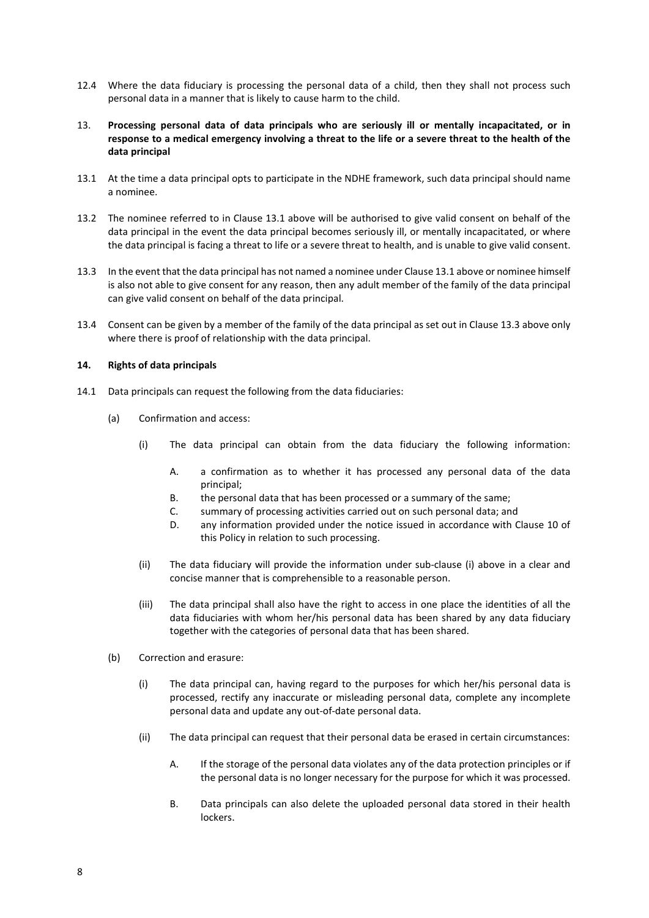12.4 Where the data fiduciary is processing the personal data of a child, then they shall not process such personal data in a manner that is likely to cause harm to the child.

## 13. Processing personal data of data principals who are seriously ill or mentally incapacitated, or in response to a medical emergency involving a threat to the life or a severe threat to the health of the data principal

13.1 At the time a data principal opts to participate in the NDHE framework, such data principal should name a nominee.

13.2 The nominee referred to in Clause 13.1 above will be authorised to give valid consent on behalf of the data principal in the event the data principal becomes seriously ill, or mentally incapacitated, or where the data principal is facing a threat to life or a severe threat to health, and is unable to give valid consent.

13.3 In the event that the data principal has not named a nominee under Clause 13.1 above or nominee himself is also not able to give consent for any reason, then any adult member of the family of the data principal can give valid consent on behalf of the data principal.

13.4 Consent can be given by a member of the family of the data principal as set out in Clause 13.3 above only where there is proof of relationship with the data principal.

## 14. Rights of data principals

14.1 Data principals can request the following from the data fiduciaries:

(a) Confirmation and access:

(i) The data principal can obtain from the data fiduciary the following information:

A. a confirmation as to whether it has processed any personal data of the data principal;

B. the personal data that has been processed or a summary of the same;

C. summary of processing activities carried out on such personal data; and

D. any information provided under the notice issued in accordance with Clause 10 of this Policy in relation to such processing.

(ii) The data fiduciary will provide the information under sub-clause (i) above in a clear and concise manner that is comprehensible to a reasonable person.

(iii) The data principal shall also have the right to access in one place the identities of all the data fiduciaries with whom her/his personal data has been shared by any data fiduciary together with the categories of personal data that has been shared.

(b) Correction and erasure:

(i) The data principal can, having regard to the purposes for which her/his personal data is processed, rectify any inaccurate or misleading personal data, complete any incomplete personal data and update any out-of-date personal data.

(ii) The data principal can request that their personal data be erased in certain circumstances:

A. If the storage of the personal data violates any of the data protection principles or if the personal data is no longer necessary for the purpose for which it was processed.

B. Data principals can also delete the uploaded personal data stored in their health lockers.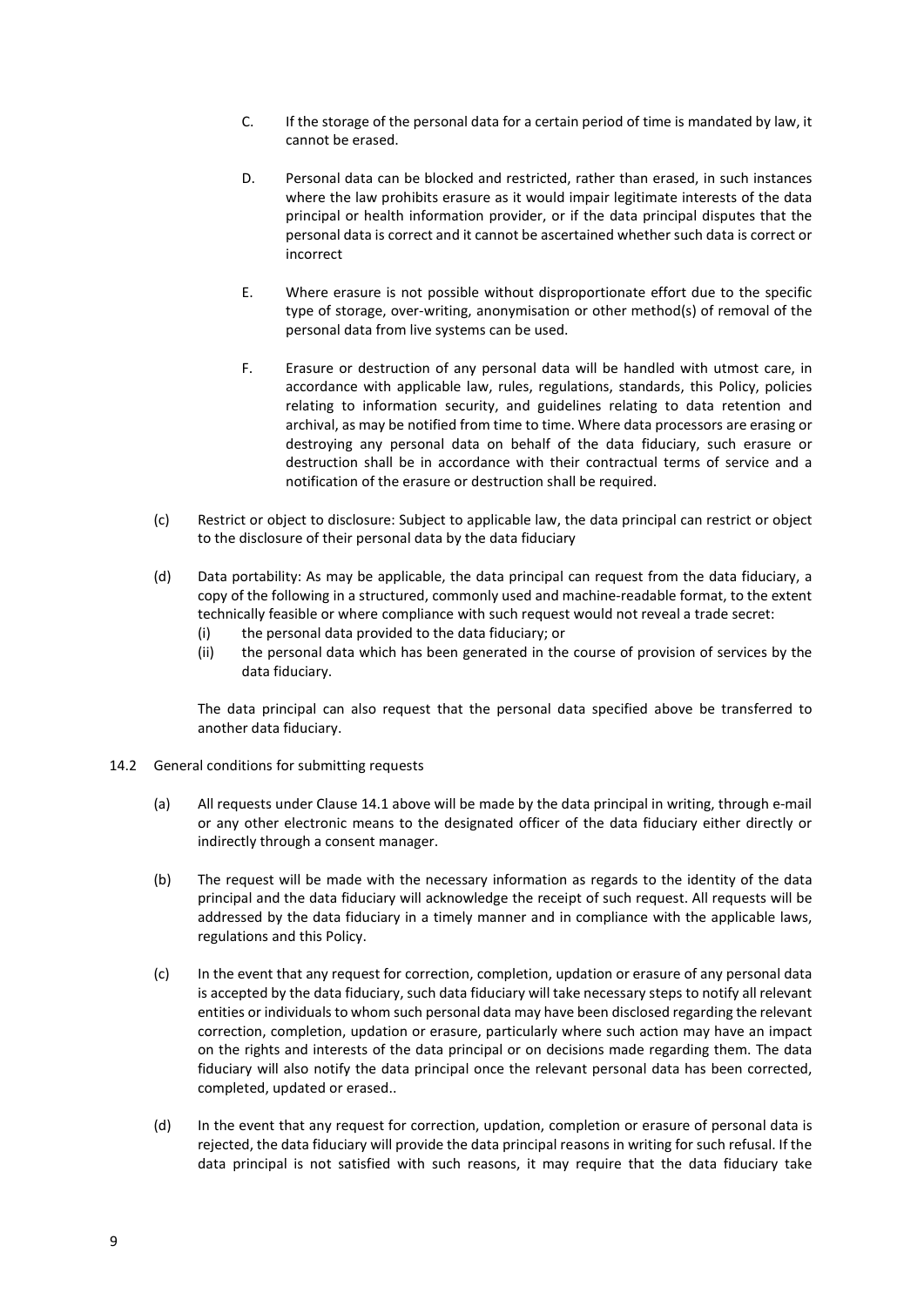C. If the storage of the personal data for a certain period of time is mandated by law, it cannot be erased.

D. Personal data can be blocked and restricted, rather than erased, in such instances where the law prohibits erasure as it would impair legitimate interests of the data principal or health information provider, or if the data principal disputes that the personal data is correct and it cannot be ascertained whether such data is correct or incorrect

E. Where erasure is not possible without disproportionate effort due to the specific type of storage, over-writing, anonymisation or other method(s) of removal of the personal data from live systems can be used.

F. Erasure or destruction of any personal data will be handled with utmost care, in accordance with applicable law, rules, regulations, standards, this Policy, policies relating to information security, and guidelines relating to data retention and archival, as may be notified from time to time. Where data processors are erasing or destroying any personal data on behalf of the data fiduciary, such erasure or destruction shall be in accordance with their contractual terms of service and a notification of the erasure or destruction shall be required.

(c) Restrict or object to disclosure: Subject to applicable law, the data principal can restrict or object to the disclosure of their personal data by the data fiduciary

(d) Data portability: As may be applicable, the data principal can request from the data fiduciary, a copy of the following in a structured, commonly used and machine-readable format, to the extent technically feasible or where compliance with such request would not reveal a trade secret:
   (i) the personal data provided to the data fiduciary; or
   (ii) the personal data which has been generated in the course of provision of services by the data fiduciary.

   The data principal can also request that the personal data specified above be transferred to another data fiduciary.

14.2 General conditions for submitting requests

(a) All requests under Clause 14.1 above will be made by the data principal in writing, through e-mail or any other electronic means to the designated officer of the data fiduciary either directly or indirectly through a consent manager.

(b) The request will be made with the necessary information as regards to the identity of the data principal and the data fiduciary will acknowledge the receipt of such request. All requests will be addressed by the data fiduciary in a timely manner and in compliance with the applicable laws, regulations and this Policy.

(c) In the event that any request for correction, completion, updation or erasure of any personal data is accepted by the data fiduciary, such data fiduciary will take necessary steps to notify all relevant entities or individuals to whom such personal data may have been disclosed regarding the relevant correction, completion, updation or erasure, particularly where such action may have an impact on the rights and interests of the data principal or on decisions made regarding them. The data fiduciary will also notify the data principal once the relevant personal data has been corrected, completed, updated or erased..

(d) In the event that any request for correction, updation, completion or erasure of personal data is rejected, the data fiduciary will provide the data principal reasons in writing for such refusal. If the data principal is not satisfied with such reasons, it may require that the data fiduciary take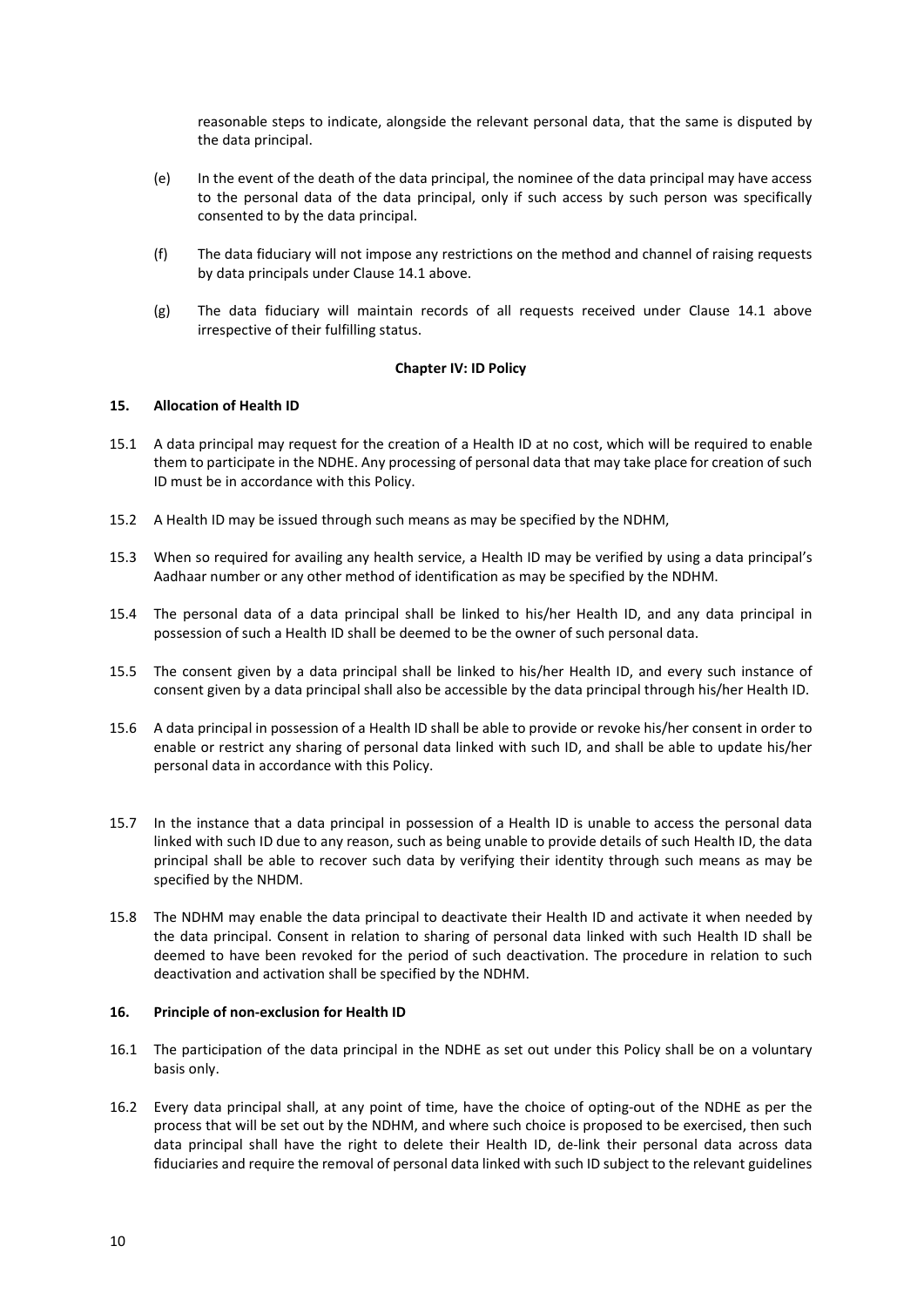reasonable steps to indicate, alongside the relevant personal data, that the same is disputed by the data principal.

(e) In the event of the death of the data principal, the nominee of the data principal may have access to the personal data of the data principal, only if such access by such person was specifically consented to by the data principal.

(f) The data fiduciary will not impose any restrictions on the method and channel of raising requests by data principals under Clause 14.1 above.

(g) The data fiduciary will maintain records of all requests received under Clause 14.1 above irrespective of their fulfilling status.

## Chapter IV: ID Policy

### 15. Allocation of Health ID

15.1 A data principal may request for the creation of a Health ID at no cost, which will be required to enable them to participate in the NDHE. Any processing of personal data that may take place for creation of such ID must be in accordance with this Policy.

15.2 A Health ID may be issued through such means as may be specified by the NDHM,

15.3 When so required for availing any health service, a Health ID may be verified by using a data principal's Aadhaar number or any other method of identification as may be specified by the NDHM.

15.4 The personal data of a data principal shall be linked to his/her Health ID, and any data principal in possession of such a Health ID shall be deemed to be the owner of such personal data.

15.5 The consent given by a data principal shall be linked to his/her Health ID, and every such instance of consent given by a data principal shall also be accessible by the data principal through his/her Health ID.

15.6 A data principal in possession of a Health ID shall be able to provide or revoke his/her consent in order to enable or restrict any sharing of personal data linked with such ID, and shall be able to update his/her personal data in accordance with this Policy.

15.7 In the instance that a data principal in possession of a Health ID is unable to access the personal data linked with such ID due to any reason, such as being unable to provide details of such Health ID, the data principal shall be able to recover such data by verifying their identity through such means as may be specified by the NHDM.

15.8 The NDHM may enable the data principal to deactivate their Health ID and activate it when needed by the data principal. Consent in relation to sharing of personal data linked with such Health ID shall be deemed to have been revoked for the period of such deactivation. The procedure in relation to such deactivation and activation shall be specified by the NDHM.

### 16. Principle of non-exclusion for Health ID

16.1 The participation of the data principal in the NDHE as set out under this Policy shall be on a voluntary basis only.

16.2 Every data principal shall, at any point of time, have the choice of opting-out of the NDHE as per the process that will be set out by the NDHM, and where such choice is proposed to be exercised, then such data principal shall have the right to delete their Health ID, de-link their personal data across data fiduciaries and require the removal of personal data linked with such ID subject to the relevant guidelines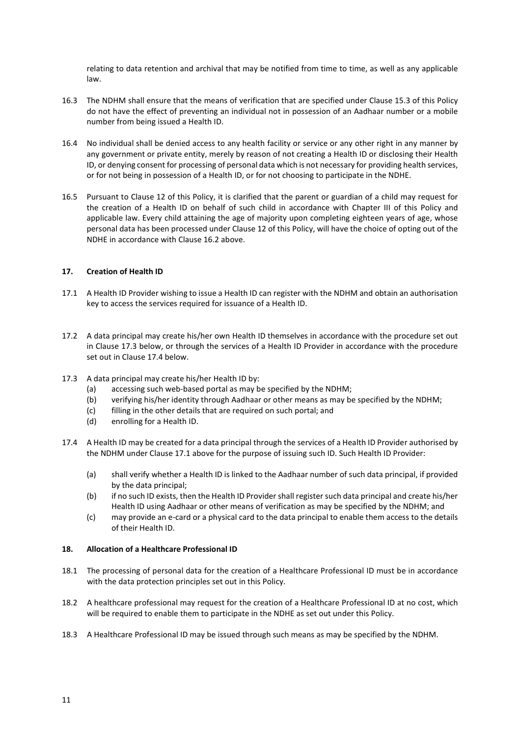relating to data retention and archival that may be notified from time to time, as well as any applicable law.

16.3 The NDHM shall ensure that the means of verification that are specified under Clause 15.3 of this Policy do not have the effect of preventing an individual not in possession of an Aadhaar number or a mobile number from being issued a Health ID.

16.4 No individual shall be denied access to any health facility or service or any other right in any manner by any government or private entity, merely by reason of not creating a Health ID or disclosing their Health ID, or denying consent for processing of personal data which is not necessary for providing health services, or for not being in possession of a Health ID, or for not choosing to participate in the NDHE.

16.5 Pursuant to Clause 12 of this Policy, it is clarified that the parent or guardian of a child may request for the creation of a Health ID on behalf of such child in accordance with Chapter III of this Policy and applicable law. Every child attaining the age of majority upon completing eighteen years of age, whose personal data has been processed under Clause 12 of this Policy, will have the choice of opting out of the NDHE in accordance with Clause 16.2 above.

### 17. Creation of Health ID

17.1 A Health ID Provider wishing to issue a Health ID can register with the NDHM and obtain an authorisation key to access the services required for issuance of a Health ID.

17.2 A data principal may create his/her own Health ID themselves in accordance with the procedure set out in Clause 17.3 below, or through the services of a Health ID Provider in accordance with the procedure set out in Clause 17.4 below.

17.3 A data principal may create his/her Health ID by:

(a) accessing such web-based portal as may be specified by the NDHM;
(b) verifying his/her identity through Aadhaar or other means as may be specified by the NDHM;
(c) filling in the other details that are required on such portal; and
(d) enrolling for a Health ID.

17.4 A Health ID may be created for a data principal through the services of a Health ID Provider authorised by the NDHM under Clause 17.1 above for the purpose of issuing such ID. Such Health ID Provider:

(a) shall verify whether a Health ID is linked to the Aadhaar number of such data principal, if provided by the data principal;
(b) if no such ID exists, then the Health ID Provider shall register such data principal and create his/her Health ID using Aadhaar or other means of verification as may be specified by the NDHM; and
(c) may provide an e-card or a physical card to the data principal to enable them access to the details of their Health ID.

### 18. Allocation of a Healthcare Professional ID

18.1 The processing of personal data for the creation of a Healthcare Professional ID must be in accordance with the data protection principles set out in this Policy.

18.2 A healthcare professional may request for the creation of a Healthcare Professional ID at no cost, which will be required to enable them to participate in the NDHE as set out under this Policy.

18.3 A Healthcare Professional ID may be issued through such means as may be specified by the NDHM.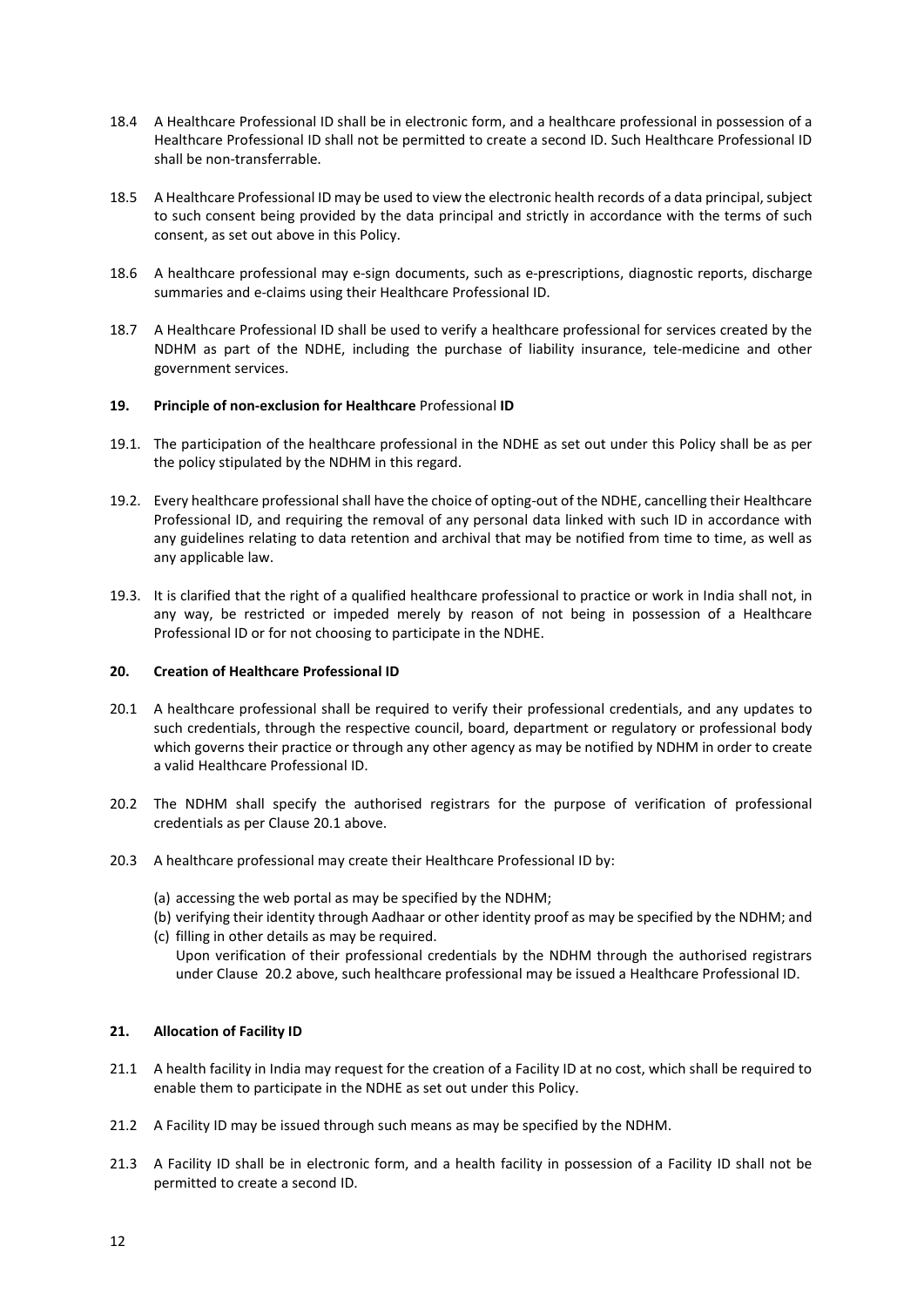18.4 A Healthcare Professional ID shall be in electronic form, and a healthcare professional in possession of a Healthcare Professional ID shall not be permitted to create a second ID. Such Healthcare Professional ID shall be non-transferrable.

18.5 A Healthcare Professional ID may be used to view the electronic health records of a data principal, subject to such consent being provided by the data principal and strictly in accordance with the terms of such consent, as set out above in this Policy.

18.6 A healthcare professional may e-sign documents, such as e-prescriptions, diagnostic reports, discharge summaries and e-claims using their Healthcare Professional ID.

18.7 A Healthcare Professional ID shall be used to verify a healthcare professional for services created by the NDHM as part of the NDHE, including the purchase of liability insurance, tele-medicine and other government services.

## 19. Principle of non-exclusion for Healthcare Professional ID

19.1. The participation of the healthcare professional in the NDHE as set out under this Policy shall be as per the policy stipulated by the NDHM in this regard.

19.2. Every healthcare professional shall have the choice of opting-out of the NDHE, cancelling their Healthcare Professional ID, and requiring the removal of any personal data linked with such ID in accordance with any guidelines relating to data retention and archival that may be notified from time to time, as well as any applicable law.

19.3. It is clarified that the right of a qualified healthcare professional to practice or work in India shall not, in any way, be restricted or impeded merely by reason of not being in possession of a Healthcare Professional ID or for not choosing to participate in the NDHE.

## 20. Creation of Healthcare Professional ID

20.1 A healthcare professional shall be required to verify their professional credentials, and any updates to such credentials, through the respective council, board, department or regulatory or professional body which governs their practice or through any other agency as may be notified by NDHM in order to create a valid Healthcare Professional ID.

20.2 The NDHM shall specify the authorised registrars for the purpose of verification of professional credentials as per Clause 20.1 above.

20.3 A healthcare professional may create their Healthcare Professional ID by:

(a) accessing the web portal as may be specified by the NDHM;
(b) verifying their identity through Aadhaar or other identity proof as may be specified by the NDHM; and
(c) filling in other details as may be required.

Upon verification of their professional credentials by the NDHM through the authorised registrars under Clause 20.2 above, such healthcare professional may be issued a Healthcare Professional ID.

## 21. Allocation of Facility ID

21.1 A health facility in India may request for the creation of a Facility ID at no cost, which shall be required to enable them to participate in the NDHE as set out under this Policy.

21.2 A Facility ID may be issued through such means as may be specified by the NDHM.

21.3 A Facility ID shall be in electronic form, and a health facility in possession of a Facility ID shall not be permitted to create a second ID.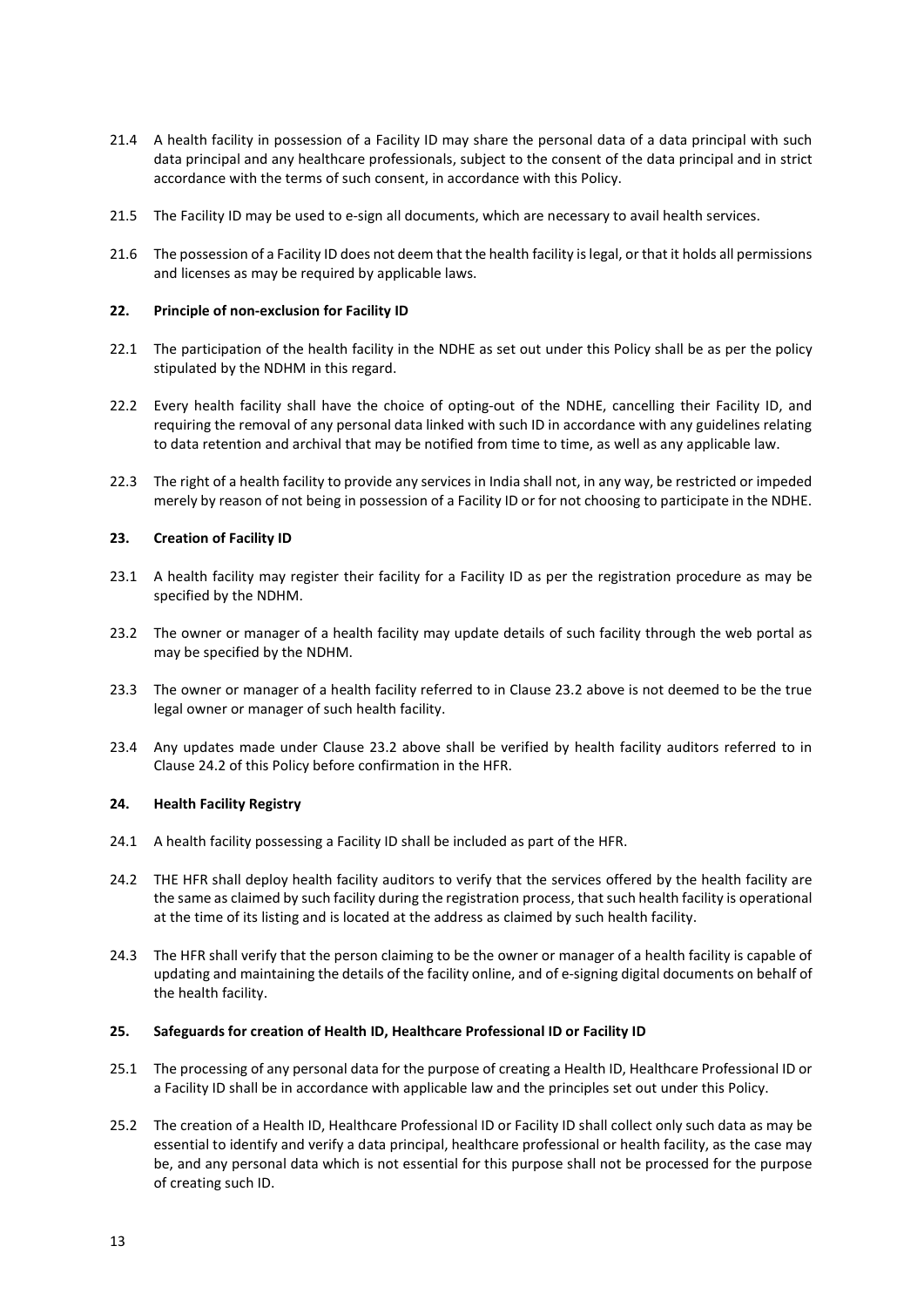21.4 A health facility in possession of a Facility ID may share the personal data of a data principal with such data principal and any healthcare professionals, subject to the consent of the data principal and in strict accordance with the terms of such consent, in accordance with this Policy.

21.5 The Facility ID may be used to e-sign all documents, which are necessary to avail health services.

21.6 The possession of a Facility ID does not deem that the health facility is legal, or that it holds all permissions and licenses as may be required by applicable laws.

**22. Principle of non-exclusion for Facility ID**

22.1 The participation of the health facility in the NDHE as set out under this Policy shall be as per the policy stipulated by the NDHM in this regard.

22.2 Every health facility shall have the choice of opting-out of the NDHE, cancelling their Facility ID, and requiring the removal of any personal data linked with such ID in accordance with any guidelines relating to data retention and archival that may be notified from time to time, as well as any applicable law.

22.3 The right of a health facility to provide any services in India shall not, in any way, be restricted or impeded merely by reason of not being in possession of a Facility ID or for not choosing to participate in the NDHE.

**23. Creation of Facility ID**

23.1 A health facility may register their facility for a Facility ID as per the registration procedure as may be specified by the NDHM.

23.2 The owner or manager of a health facility may update details of such facility through the web portal as may be specified by the NDHM.

23.3 The owner or manager of a health facility referred to in Clause 23.2 above is not deemed to be the true legal owner or manager of such health facility.

23.4 Any updates made under Clause 23.2 above shall be verified by health facility auditors referred to in Clause 24.2 of this Policy before confirmation in the HFR.

**24. Health Facility Registry**

24.1 A health facility possessing a Facility ID shall be included as part of the HFR.

24.2 THE HFR shall deploy health facility auditors to verify that the services offered by the health facility are the same as claimed by such facility during the registration process, that such health facility is operational at the time of its listing and is located at the address as claimed by such health facility.

24.3 The HFR shall verify that the person claiming to be the owner or manager of a health facility is capable of updating and maintaining the details of the facility online, and of e-signing digital documents on behalf of the health facility.

**25. Safeguards for creation of Health ID, Healthcare Professional ID or Facility ID**

25.1 The processing of any personal data for the purpose of creating a Health ID, Healthcare Professional ID or a Facility ID shall be in accordance with applicable law and the principles set out under this Policy.

25.2 The creation of a Health ID, Healthcare Professional ID or Facility ID shall collect only such data as may be essential to identify and verify a data principal, healthcare professional or health facility, as the case may be, and any personal data which is not essential for this purpose shall not be processed for the purpose of creating such ID.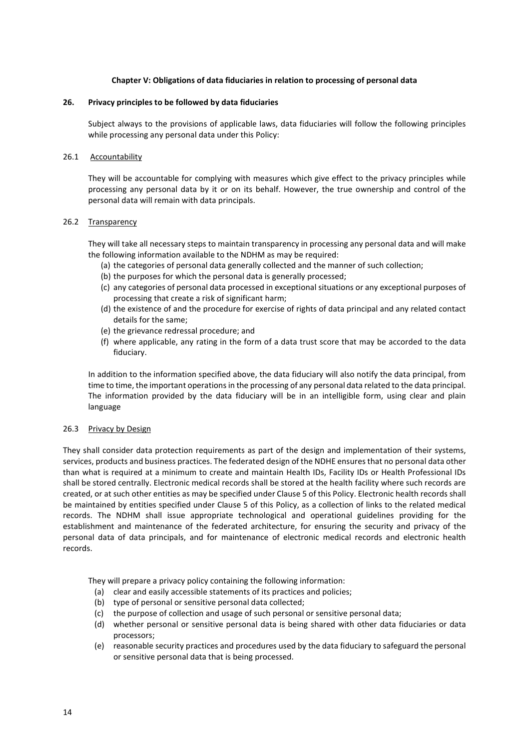## Chapter V: Obligations of data fiduciaries in relation to processing of personal data

### 26. Privacy principles to be followed by data fiduciaries

Subject always to the provisions of applicable laws, data fiduciaries will follow the following principles while processing any personal data under this Policy:

#### 26.1 Accountability

They will be accountable for complying with measures which give effect to the privacy principles while processing any personal data by it or on its behalf. However, the true ownership and control of the personal data will remain with data principals.

#### 26.2 Transparency

They will take all necessary steps to maintain transparency in processing any personal data and will make the following information available to the NDHM as may be required:

(a) the categories of personal data generally collected and the manner of such collection;
(b) the purposes for which the personal data is generally processed;
(c) any categories of personal data processed in exceptional situations or any exceptional purposes of processing that create a risk of significant harm;
(d) the existence of and the procedure for exercise of rights of data principal and any related contact details for the same;
(e) the grievance redressal procedure; and
(f) where applicable, any rating in the form of a data trust score that may be accorded to the data fiduciary.

In addition to the information specified above, the data fiduciary will also notify the data principal, from time to time, the important operations in the processing of any personal data related to the data principal. The information provided by the data fiduciary will be in an intelligible form, using clear and plain language

#### 26.3 Privacy by Design

They shall consider data protection requirements as part of the design and implementation of their systems, services, products and business practices. The federated design of the NDHE ensures that no personal data other than what is required at a minimum to create and maintain Health IDs, Facility IDs or Health Professional IDs shall be stored centrally. Electronic medical records shall be stored at the health facility where such records are created, or at such other entities as may be specified under Clause 5 of this Policy. Electronic health records shall be maintained by entities specified under Clause 5 of this Policy, as a collection of links to the related medical records. The NDHM shall issue appropriate technological and operational guidelines providing for the establishment and maintenance of the federated architecture, for ensuring the security and privacy of the personal data of data principals, and for maintenance of electronic medical records and electronic health records.

They will prepare a privacy policy containing the following information:

(a) clear and easily accessible statements of its practices and policies;
(b) type of personal or sensitive personal data collected;
(c) the purpose of collection and usage of such personal or sensitive personal data;
(d) whether personal or sensitive personal data is being shared with other data fiduciaries or data processors;
(e) reasonable security practices and procedures used by the data fiduciary to safeguard the personal or sensitive personal data that is being processed.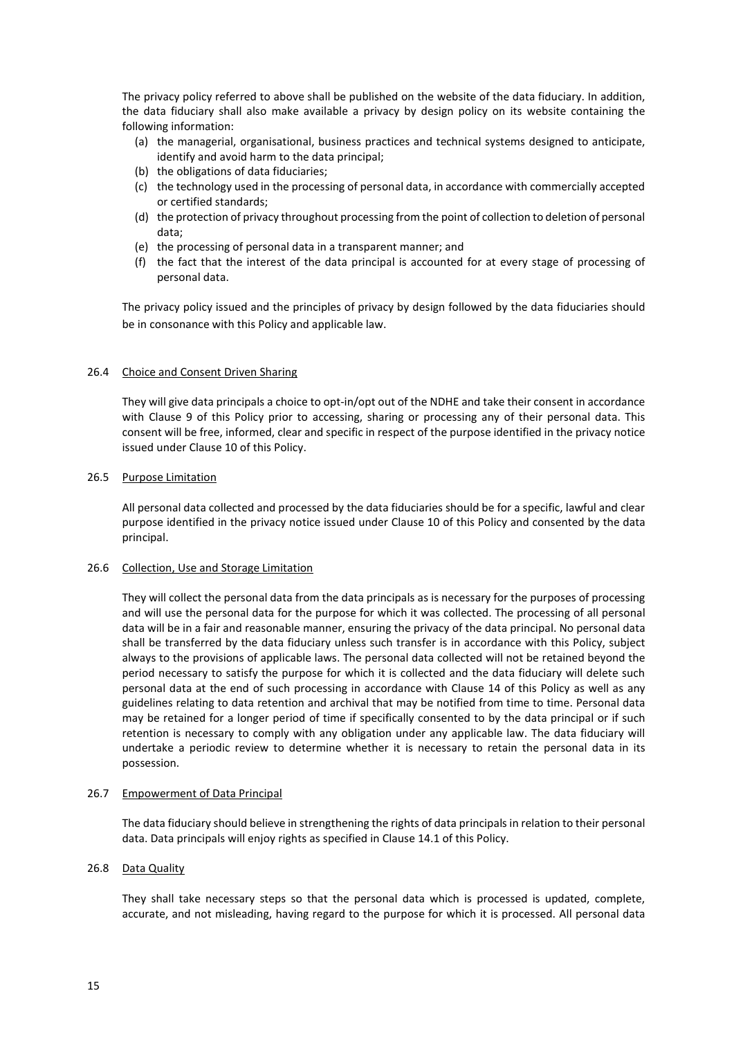The privacy policy referred to above shall be published on the website of the data fiduciary. In addition, the data fiduciary shall also make available a privacy by design policy on its website containing the following information:

(a) the managerial, organisational, business practices and technical systems designed to anticipate, identify and avoid harm to the data principal;
(b) the obligations of data fiduciaries;
(c) the technology used in the processing of personal data, in accordance with commercially accepted or certified standards;
(d) the protection of privacy throughout processing from the point of collection to deletion of personal data;
(e) the processing of personal data in a transparent manner; and
(f) the fact that the interest of the data principal is accounted for at every stage of processing of personal data.

The privacy policy issued and the principles of privacy by design followed by the data fiduciaries should be in consonance with this Policy and applicable law.

### 26.4 Choice and Consent Driven Sharing

They will give data principals a choice to opt-in/opt out of the NDHE and take their consent in accordance with Clause 9 of this Policy prior to accessing, sharing or processing any of their personal data. This consent will be free, informed, clear and specific in respect of the purpose identified in the privacy notice issued under Clause 10 of this Policy.

### 26.5 Purpose Limitation

All personal data collected and processed by the data fiduciaries should be for a specific, lawful and clear purpose identified in the privacy notice issued under Clause 10 of this Policy and consented by the data principal.

### 26.6 Collection, Use and Storage Limitation

They will collect the personal data from the data principals as is necessary for the purposes of processing and will use the personal data for the purpose for which it was collected. The processing of all personal data will be in a fair and reasonable manner, ensuring the privacy of the data principal. No personal data shall be transferred by the data fiduciary unless such transfer is in accordance with this Policy, subject always to the provisions of applicable laws. The personal data collected will not be retained beyond the period necessary to satisfy the purpose for which it is collected and the data fiduciary will delete such personal data at the end of such processing in accordance with Clause 14 of this Policy as well as any guidelines relating to data retention and archival that may be notified from time to time. Personal data may be retained for a longer period of time if specifically consented to by the data principal or if such retention is necessary to comply with any obligation under any applicable law. The data fiduciary will undertake a periodic review to determine whether it is necessary to retain the personal data in its possession.

### 26.7 Empowerment of Data Principal

The data fiduciary should believe in strengthening the rights of data principals in relation to their personal data. Data principals will enjoy rights as specified in Clause 14.1 of this Policy.

### 26.8 Data Quality

They shall take necessary steps so that the personal data which is processed is updated, complete, accurate, and not misleading, having regard to the purpose for which it is processed. All personal data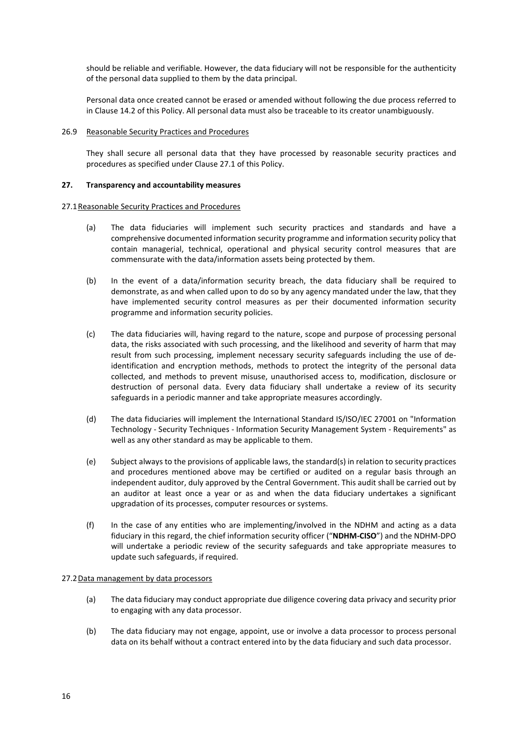should be reliable and verifiable. However, the data fiduciary will not be responsible for the authenticity of the personal data supplied to them by the data principal.

Personal data once created cannot be erased or amended without following the due process referred to in Clause 14.2 of this Policy. All personal data must also be traceable to its creator unambiguously.

26.9 Reasonable Security Practices and Procedures

They shall secure all personal data that they have processed by reasonable security practices and procedures as specified under Clause 27.1 of this Policy.

**27. Transparency and accountability measures**

27.1 Reasonable Security Practices and Procedures

(a) The data fiduciaries will implement such security practices and standards and have a comprehensive documented information security programme and information security policy that contain managerial, technical, operational and physical security control measures that are commensurate with the data/information assets being protected by them.

(b) In the event of a data/information security breach, the data fiduciary shall be required to demonstrate, as and when called upon to do so by any agency mandated under the law, that they have implemented security control measures as per their documented information security programme and information security policies.

(c) The data fiduciaries will, having regard to the nature, scope and purpose of processing personal data, the risks associated with such processing, and the likelihood and severity of harm that may result from such processing, implement necessary security safeguards including the use of de-identification and encryption methods, methods to protect the integrity of the personal data collected, and methods to prevent misuse, unauthorised access to, modification, disclosure or destruction of personal data. Every data fiduciary shall undertake a review of its security safeguards in a periodic manner and take appropriate measures accordingly.

(d) The data fiduciaries will implement the International Standard IS/ISO/IEC 27001 on "Information Technology - Security Techniques - Information Security Management System - Requirements" as well as any other standard as may be applicable to them.

(e) Subject always to the provisions of applicable laws, the standard(s) in relation to security practices and procedures mentioned above may be certified or audited on a regular basis through an independent auditor, duly approved by the Central Government. This audit shall be carried out by an auditor at least once a year or as and when the data fiduciary undertakes a significant upgradation of its processes, computer resources or systems.

(f) In the case of any entities who are implementing/involved in the NDHM and acting as a data fiduciary in this regard, the chief information security officer ("**NDHM-CISO**") and the NDHM-DPO will undertake a periodic review of the security safeguards and take appropriate measures to update such safeguards, if required.

27.2 Data management by data processors

(a) The data fiduciary may conduct appropriate due diligence covering data privacy and security prior to engaging with any data processor.

(b) The data fiduciary may not engage, appoint, use or involve a data processor to process personal data on its behalf without a contract entered into by the data fiduciary and such data processor.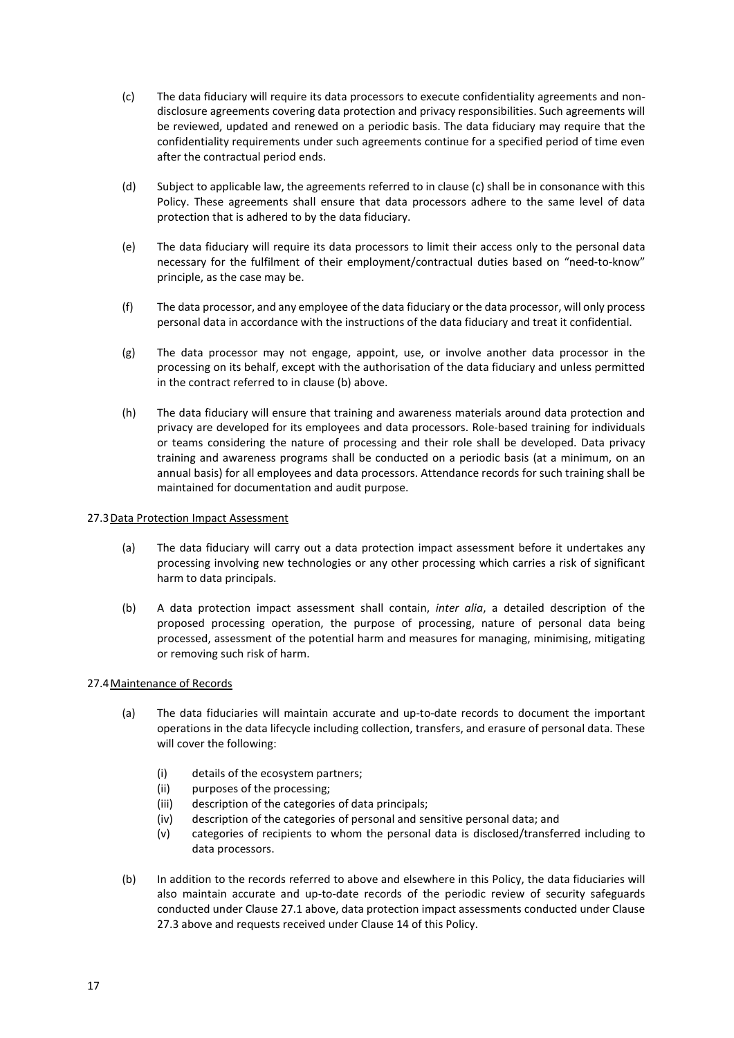(c) The data fiduciary will require its data processors to execute confidentiality agreements and non-disclosure agreements covering data protection and privacy responsibilities. Such agreements will be reviewed, updated and renewed on a periodic basis. The data fiduciary may require that the confidentiality requirements under such agreements continue for a specified period of time even after the contractual period ends.

(d) Subject to applicable law, the agreements referred to in clause (c) shall be in consonance with this Policy. These agreements shall ensure that data processors adhere to the same level of data protection that is adhered to by the data fiduciary.

(e) The data fiduciary will require its data processors to limit their access only to the personal data necessary for the fulfilment of their employment/contractual duties based on "need-to-know" principle, as the case may be.

(f) The data processor, and any employee of the data fiduciary or the data processor, will only process personal data in accordance with the instructions of the data fiduciary and treat it confidential.

(g) The data processor may not engage, appoint, use, or involve another data processor in the processing on its behalf, except with the authorisation of the data fiduciary and unless permitted in the contract referred to in clause (b) above.

(h) The data fiduciary will ensure that training and awareness materials around data protection and privacy are developed for its employees and data processors. Role-based training for individuals or teams considering the nature of processing and their role shall be developed. Data privacy training and awareness programs shall be conducted on a periodic basis (at a minimum, on an annual basis) for all employees and data processors. Attendance records for such training shall be maintained for documentation and audit purpose.

27.3 Data Protection Impact Assessment

(a) The data fiduciary will carry out a data protection impact assessment before it undertakes any processing involving new technologies or any other processing which carries a risk of significant harm to data principals.

(b) A data protection impact assessment shall contain, *inter alia*, a detailed description of the proposed processing operation, the purpose of processing, nature of personal data being processed, assessment of the potential harm and measures for managing, minimising, mitigating or removing such risk of harm.

27.4 Maintenance of Records

(a) The data fiduciaries will maintain accurate and up-to-date records to document the important operations in the data lifecycle including collection, transfers, and erasure of personal data. These will cover the following:

(i) details of the ecosystem partners;
(ii) purposes of the processing;
(iii) description of the categories of data principals;
(iv) description of the categories of personal and sensitive personal data; and
(v) categories of recipients to whom the personal data is disclosed/transferred including to data processors.

(b) In addition to the records referred to above and elsewhere in this Policy, the data fiduciaries will also maintain accurate and up-to-date records of the periodic review of security safeguards conducted under Clause 27.1 above, data protection impact assessments conducted under Clause 27.3 above and requests received under Clause 14 of this Policy.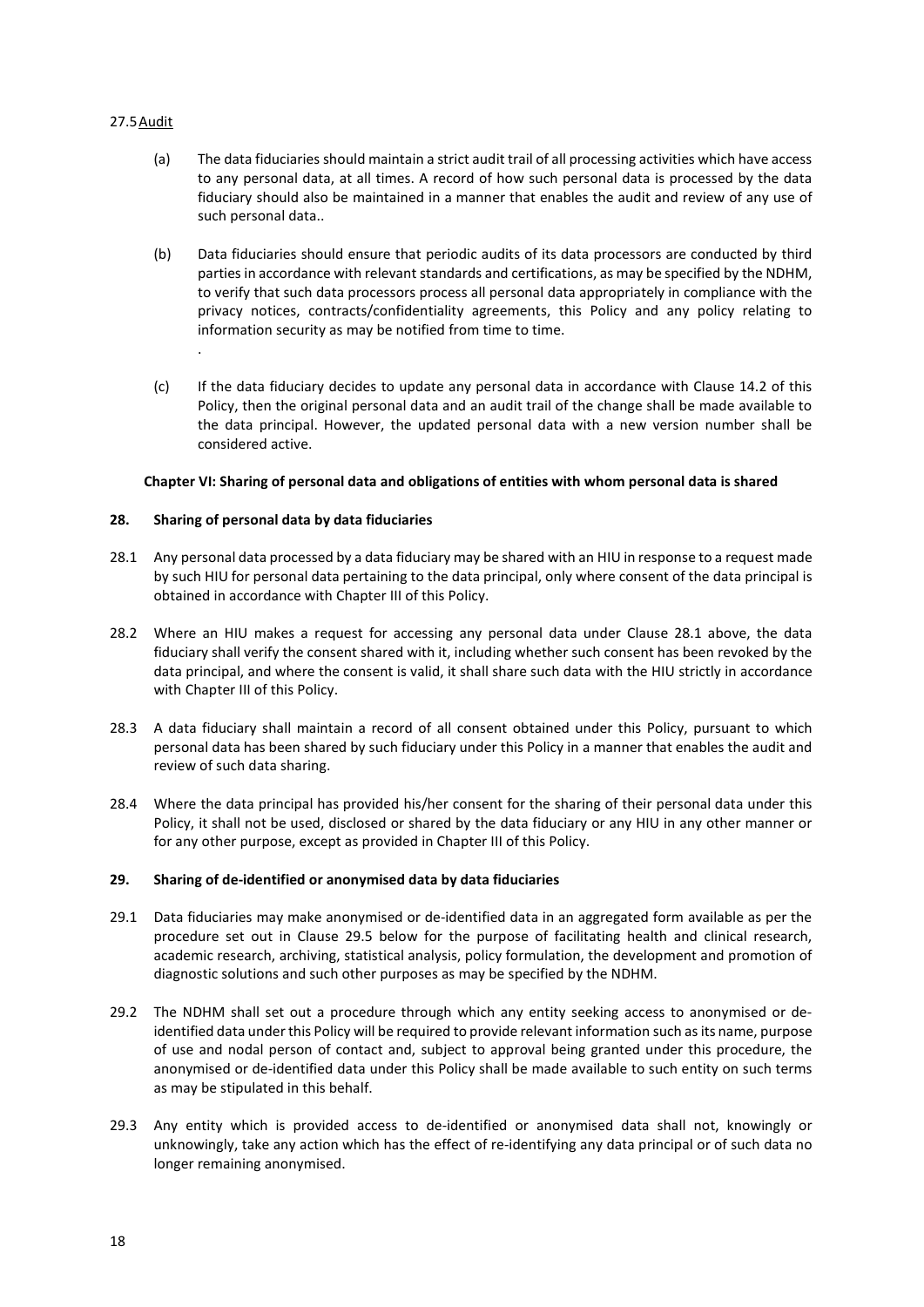27.5 Audit

(a) The data fiduciaries should maintain a strict audit trail of all processing activities which have access to any personal data, at all times. A record of how such personal data is processed by the data fiduciary should also be maintained in a manner that enables the audit and review of any use of such personal data..

(b) Data fiduciaries should ensure that periodic audits of its data processors are conducted by third parties in accordance with relevant standards and certifications, as may be specified by the NDHM, to verify that such data processors process all personal data appropriately in compliance with the privacy notices, contracts/confidentiality agreements, this Policy and any policy relating to information security as may be notified from time to time.

.

(c) If the data fiduciary decides to update any personal data in accordance with Clause 14.2 of this Policy, then the original personal data and an audit trail of the change shall be made available to the data principal. However, the updated personal data with a new version number shall be considered active.

**Chapter VI: Sharing of personal data and obligations of entities with whom personal data is shared**

**28. Sharing of personal data by data fiduciaries**

28.1 Any personal data processed by a data fiduciary may be shared with an HIU in response to a request made by such HIU for personal data pertaining to the data principal, only where consent of the data principal is obtained in accordance with Chapter III of this Policy.

28.2 Where an HIU makes a request for accessing any personal data under Clause 28.1 above, the data fiduciary shall verify the consent shared with it, including whether such consent has been revoked by the data principal, and where the consent is valid, it shall share such data with the HIU strictly in accordance with Chapter III of this Policy.

28.3 A data fiduciary shall maintain a record of all consent obtained under this Policy, pursuant to which personal data has been shared by such fiduciary under this Policy in a manner that enables the audit and review of such data sharing.

28.4 Where the data principal has provided his/her consent for the sharing of their personal data under this Policy, it shall not be used, disclosed or shared by the data fiduciary or any HIU in any other manner or for any other purpose, except as provided in Chapter III of this Policy.

**29. Sharing of de-identified or anonymised data by data fiduciaries**

29.1 Data fiduciaries may make anonymised or de-identified data in an aggregated form available as per the procedure set out in Clause 29.5 below for the purpose of facilitating health and clinical research, academic research, archiving, statistical analysis, policy formulation, the development and promotion of diagnostic solutions and such other purposes as may be specified by the NDHM.

29.2 The NDHM shall set out a procedure through which any entity seeking access to anonymised or de-identified data under this Policy will be required to provide relevant information such as its name, purpose of use and nodal person of contact and, subject to approval being granted under this procedure, the anonymised or de-identified data under this Policy shall be made available to such entity on such terms as may be stipulated in this behalf.

29.3 Any entity which is provided access to de-identified or anonymised data shall not, knowingly or unknowingly, take any action which has the effect of re-identifying any data principal or of such data no longer remaining anonymised.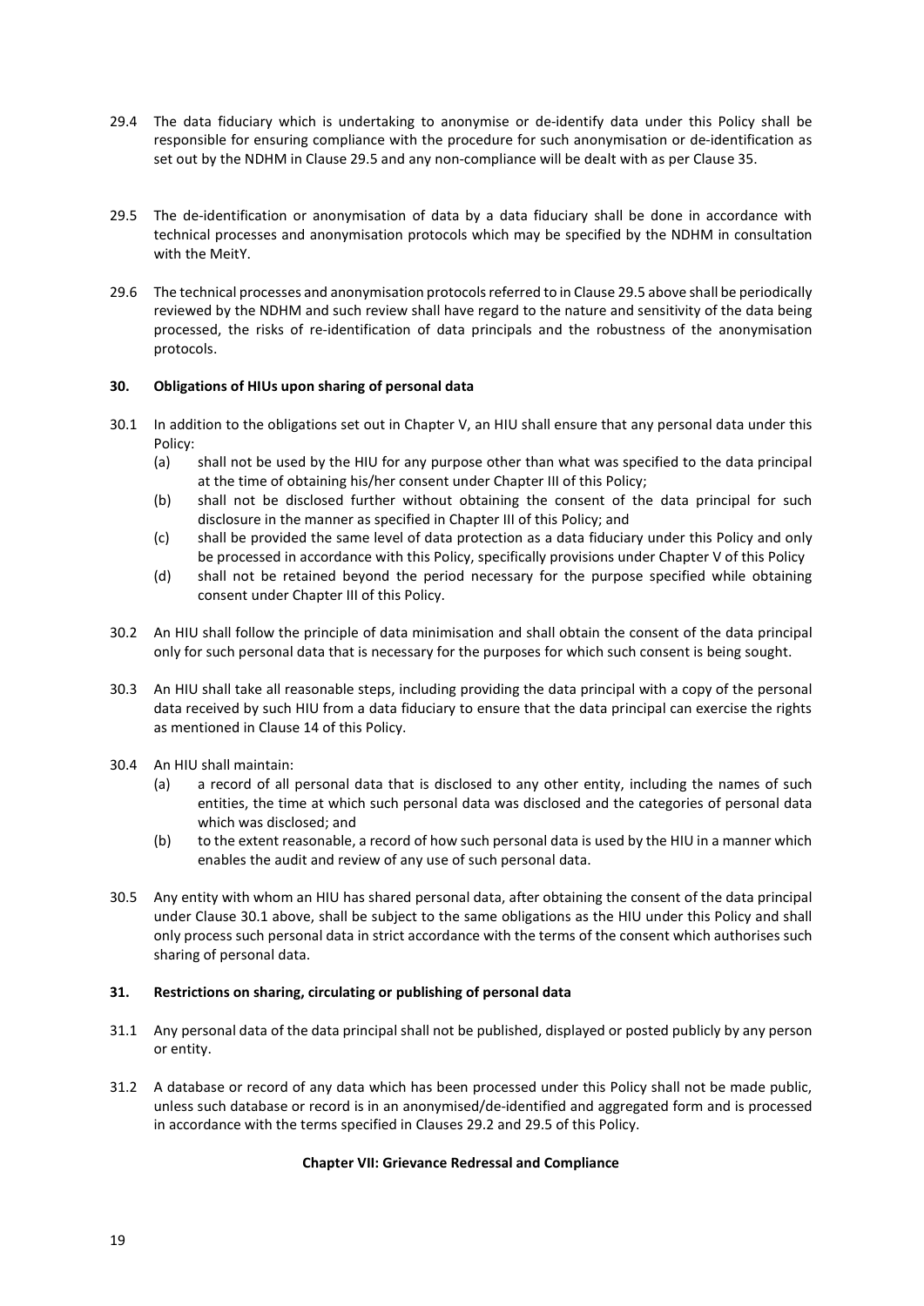29.4 The data fiduciary which is undertaking to anonymise or de-identify data under this Policy shall be responsible for ensuring compliance with the procedure for such anonymisation or de-identification as set out by the NDHM in Clause 29.5 and any non-compliance will be dealt with as per Clause 35.

29.5 The de-identification or anonymisation of data by a data fiduciary shall be done in accordance with technical processes and anonymisation protocols which may be specified by the NDHM in consultation with the MeitY.

29.6 The technical processes and anonymisation protocols referred to in Clause 29.5 above shall be periodically reviewed by the NDHM and such review shall have regard to the nature and sensitivity of the data being processed, the risks of re-identification of data principals and the robustness of the anonymisation protocols.

**30. Obligations of HIUs upon sharing of personal data**

30.1 In addition to the obligations set out in Chapter V, an HIU shall ensure that any personal data under this Policy:

- (a) shall not be used by the HIU for any purpose other than what was specified to the data principal at the time of obtaining his/her consent under Chapter III of this Policy;
- (b) shall not be disclosed further without obtaining the consent of the data principal for such disclosure in the manner as specified in Chapter III of this Policy; and
- (c) shall be provided the same level of data protection as a data fiduciary under this Policy and only be processed in accordance with this Policy, specifically provisions under Chapter V of this Policy
- (d) shall not be retained beyond the period necessary for the purpose specified while obtaining consent under Chapter III of this Policy.

30.2 An HIU shall follow the principle of data minimisation and shall obtain the consent of the data principal only for such personal data that is necessary for the purposes for which such consent is being sought.

30.3 An HIU shall take all reasonable steps, including providing the data principal with a copy of the personal data received by such HIU from a data fiduciary to ensure that the data principal can exercise the rights as mentioned in Clause 14 of this Policy.

30.4 An HIU shall maintain:

- (a) a record of all personal data that is disclosed to any other entity, including the names of such entities, the time at which such personal data was disclosed and the categories of personal data which was disclosed; and
- (b) to the extent reasonable, a record of how such personal data is used by the HIU in a manner which enables the audit and review of any use of such personal data.

30.5 Any entity with whom an HIU has shared personal data, after obtaining the consent of the data principal under Clause 30.1 above, shall be subject to the same obligations as the HIU under this Policy and shall only process such personal data in strict accordance with the terms of the consent which authorises such sharing of personal data.

**31. Restrictions on sharing, circulating or publishing of personal data**

31.1 Any personal data of the data principal shall not be published, displayed or posted publicly by any person or entity.

31.2 A database or record of any data which has been processed under this Policy shall not be made public, unless such database or record is in an anonymised/de-identified and aggregated form and is processed in accordance with the terms specified in Clauses 29.2 and 29.5 of this Policy.

## Chapter VII: Grievance Redressal and Compliance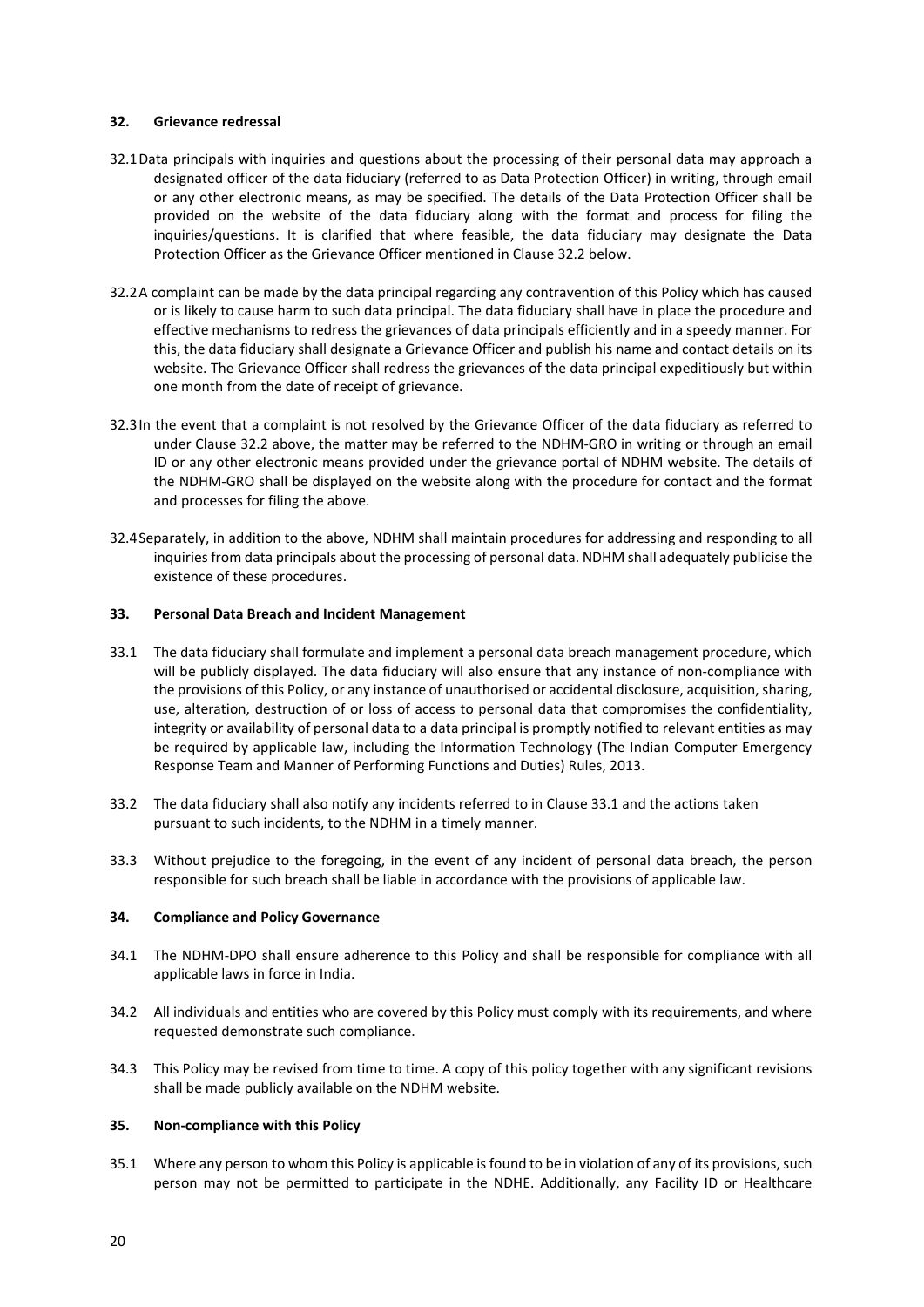### 32. Grievance redressal

32.1 Data principals with inquiries and questions about the processing of their personal data may approach a designated officer of the data fiduciary (referred to as Data Protection Officer) in writing, through email or any other electronic means, as may be specified. The details of the Data Protection Officer shall be provided on the website of the data fiduciary along with the format and process for filing the inquiries/questions. It is clarified that where feasible, the data fiduciary may designate the Data Protection Officer as the Grievance Officer mentioned in Clause 32.2 below.

32.2 A complaint can be made by the data principal regarding any contravention of this Policy which has caused or is likely to cause harm to such data principal. The data fiduciary shall have in place the procedure and effective mechanisms to redress the grievances of data principals efficiently and in a speedy manner. For this, the data fiduciary shall designate a Grievance Officer and publish his name and contact details on its website. The Grievance Officer shall redress the grievances of the data principal expeditiously but within one month from the date of receipt of grievance.

32.3 In the event that a complaint is not resolved by the Grievance Officer of the data fiduciary as referred to under Clause 32.2 above, the matter may be referred to the NDHM-GRO in writing or through an email ID or any other electronic means provided under the grievance portal of NDHM website. The details of the NDHM-GRO shall be displayed on the website along with the procedure for contact and the format and processes for filing the above.

32.4 Separately, in addition to the above, NDHM shall maintain procedures for addressing and responding to all inquiries from data principals about the processing of personal data. NDHM shall adequately publicise the existence of these procedures.

### 33. Personal Data Breach and Incident Management

33.1 The data fiduciary shall formulate and implement a personal data breach management procedure, which will be publicly displayed. The data fiduciary will also ensure that any instance of non-compliance with the provisions of this Policy, or any instance of unauthorised or accidental disclosure, acquisition, sharing, use, alteration, destruction of or loss of access to personal data that compromises the confidentiality, integrity or availability of personal data to a data principal is promptly notified to relevant entities as may be required by applicable law, including the Information Technology (The Indian Computer Emergency Response Team and Manner of Performing Functions and Duties) Rules, 2013.

33.2 The data fiduciary shall also notify any incidents referred to in Clause 33.1 and the actions taken pursuant to such incidents, to the NDHM in a timely manner.

33.3 Without prejudice to the foregoing, in the event of any incident of personal data breach, the person responsible for such breach shall be liable in accordance with the provisions of applicable law.

### 34. Compliance and Policy Governance

34.1 The NDHM-DPO shall ensure adherence to this Policy and shall be responsible for compliance with all applicable laws in force in India.

34.2 All individuals and entities who are covered by this Policy must comply with its requirements, and where requested demonstrate such compliance.

34.3 This Policy may be revised from time to time. A copy of this policy together with any significant revisions shall be made publicly available on the NDHM website.

### 35. Non-compliance with this Policy

35.1 Where any person to whom this Policy is applicable is found to be in violation of any of its provisions, such person may not be permitted to participate in the NDHE. Additionally, any Facility ID or Healthcare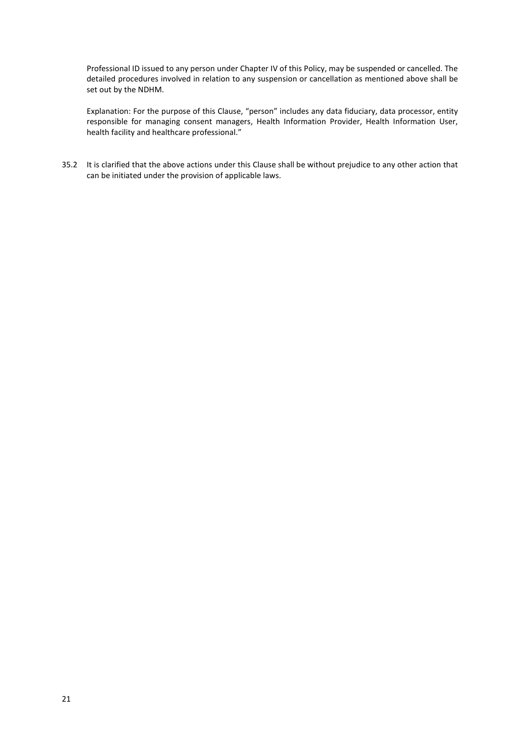Professional ID issued to any person under Chapter IV of this Policy, may be suspended or cancelled. The detailed procedures involved in relation to any suspension or cancellation as mentioned above shall be set out by the NDHM.

Explanation: For the purpose of this Clause, "person" includes any data fiduciary, data processor, entity responsible for managing consent managers, Health Information Provider, Health Information User, health facility and healthcare professional."

35.2 It is clarified that the above actions under this Clause shall be without prejudice to any other action that can be initiated under the provision of applicable laws.